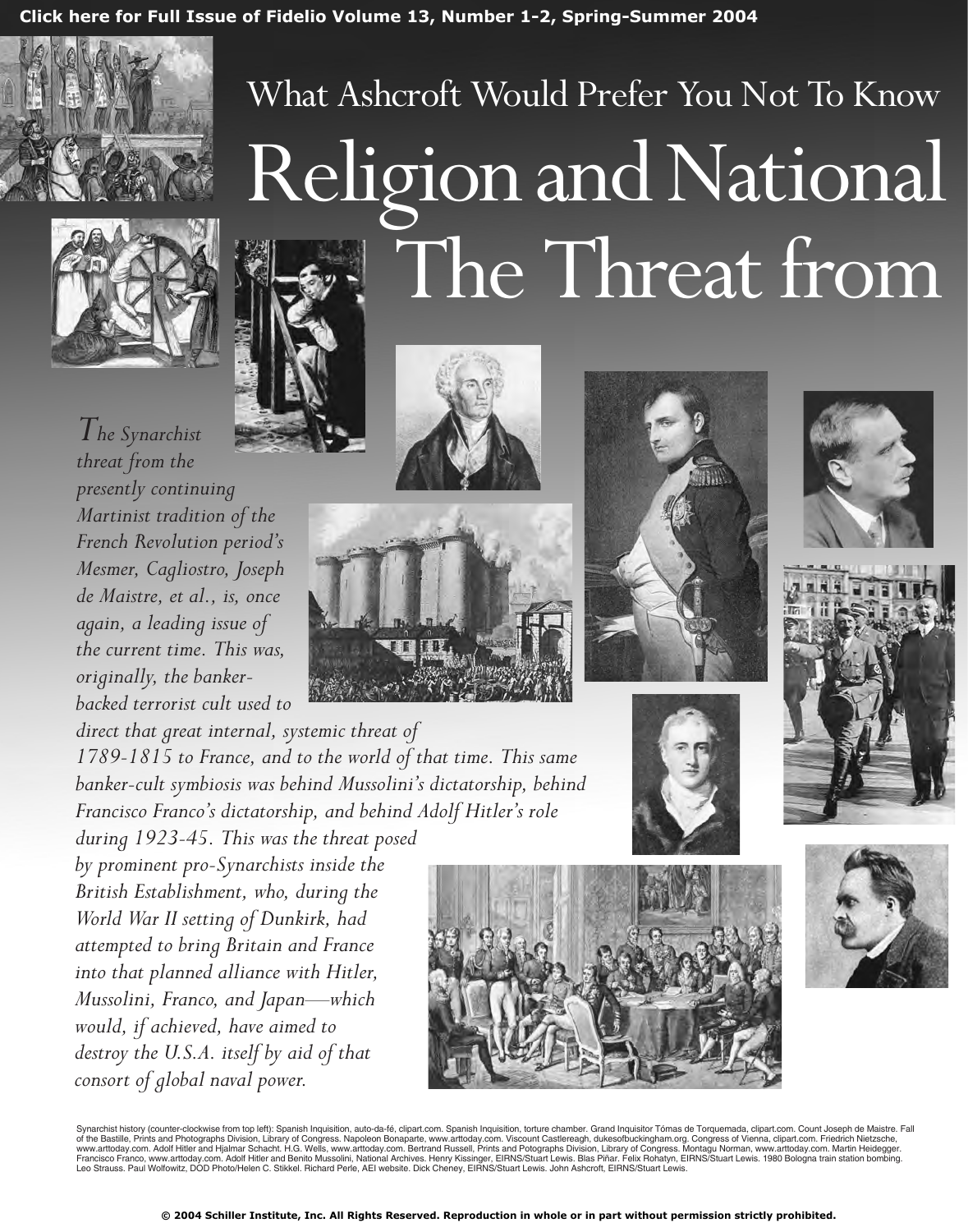Click here for Full Issue of Fidelio Volume 13, Number 1-2, Spring-Summer 2004

## What Ashcroft Would Prefer You Not To Know

# Religion and National
# The Threat from

*The Synarchist threat from the presently continuing Martinist tradition of the French Revolution period's Mesmer, Cagliostro, Joseph de Maistre, et al., is, once again, a leading issue of the current time. This was, originally, the banker-backed terrorist cult used to direct that great internal, systemic threat of 1789-1815 to France, and to the world of that time. This same banker-cult symbiosis was behind Mussolini's dictatorship, behind Francisco Franco's dictatorship, and behind Adolf Hitler's role during 1923-45. This was the threat posed by prominent pro-Synarchists inside the British Establishment, who, during the World War II setting of Dunkirk, had attempted to bring Britain and France into that planned alliance with Hitler, Mussolini, Franco, and Japan—which would, if achieved, have aimed to destroy the U.S.A. itself by aid of that consort of global naval power.*

Synarchist history (counter-clockwise from top left): Spanish Inquisition, auto-da-fé, clipart.com. Spanish Inquisition, torture chamber. Grand Inquisitor Tómas de Torquemada, clipart.com. Count Joseph de Maistre. Fall of the Bastille, Prints and Photographs Division, Library of Congress. Napoleon Bonaparte, www.arttoday.com. Viscount Castlereagh, dukesofbuckingham.org. Congress of Vienna, clipart.com. Friedrich Nietzsche, www.arttoday.com. Adolf Hitler and Hjalmar Schacht. H.G. Wells, www.arttoday.com. Bertrand Russell, Prints and Potographs Division, Library of Congress. Montagu Norman, www.arttoday.com. Martin Heidegger. Francisco Franco, www.arttoday.com. Adolf Hitler and Benito Mussolini, National Archives. Henry Kissinger, EIRNS/Stuart Lewis. Blas Piñar. Felix Rohatyn, EIRNS/Stuart Lewis. 1980 Bologna train station bombing. Leo Strauss. Paul Wolfowitz, DOD Photo/Helen C. Stikkel. Richard Perle, AEI website. Dick Cheney, EIRNS/Stuart Lewis. John Ashcroft, EIRNS/Stuart Lewis.

© 2004 Schiller Institute, Inc. All Rights Reserved. Reproduction in whole or in part without permission strictly prohibited.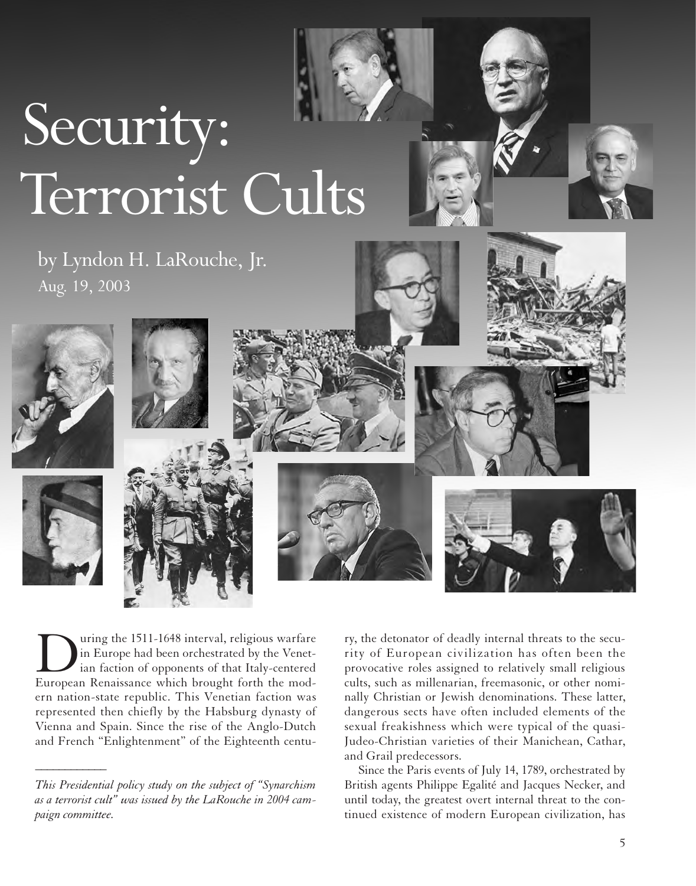# Security: Terrorist Cults

by Lyndon H. LaRouche, Jr.

Aug. 19, 2003

During the 1511-1648 interval, religious warfare in Europe had been orchestrated by the Venetian faction of opponents of that Italy-centered European Renaissance which brought forth the modern nation-state republic. This Venetian faction was represented then chiefly by the Habsburg dynasty of Vienna and Spain. Since the rise of the Anglo-Dutch and French "Enlightenment" of the Eighteenth century, the detonator of deadly internal threats to the security of European civilization has often been the provocative roles assigned to relatively small religious cults, such as millenarian, freemasonic, or other nominally Christian or Jewish denominations. These latter, dangerous sects have often included elements of the sexual freakishness which were typical of the quasi-Judeo-Christian varieties of their Manichean, Cathar, and Grail predecessors.

Since the Paris events of July 14, 1789, orchestrated by British agents Philippe Egalité and Jacques Necker, and until today, the greatest overt internal threat to the continued existence of modern European civilization, has

---

*This Presidential policy study on the subject of "Synarchism as a terrorist cult" was issued by the LaRouche in 2004 campaign committee.*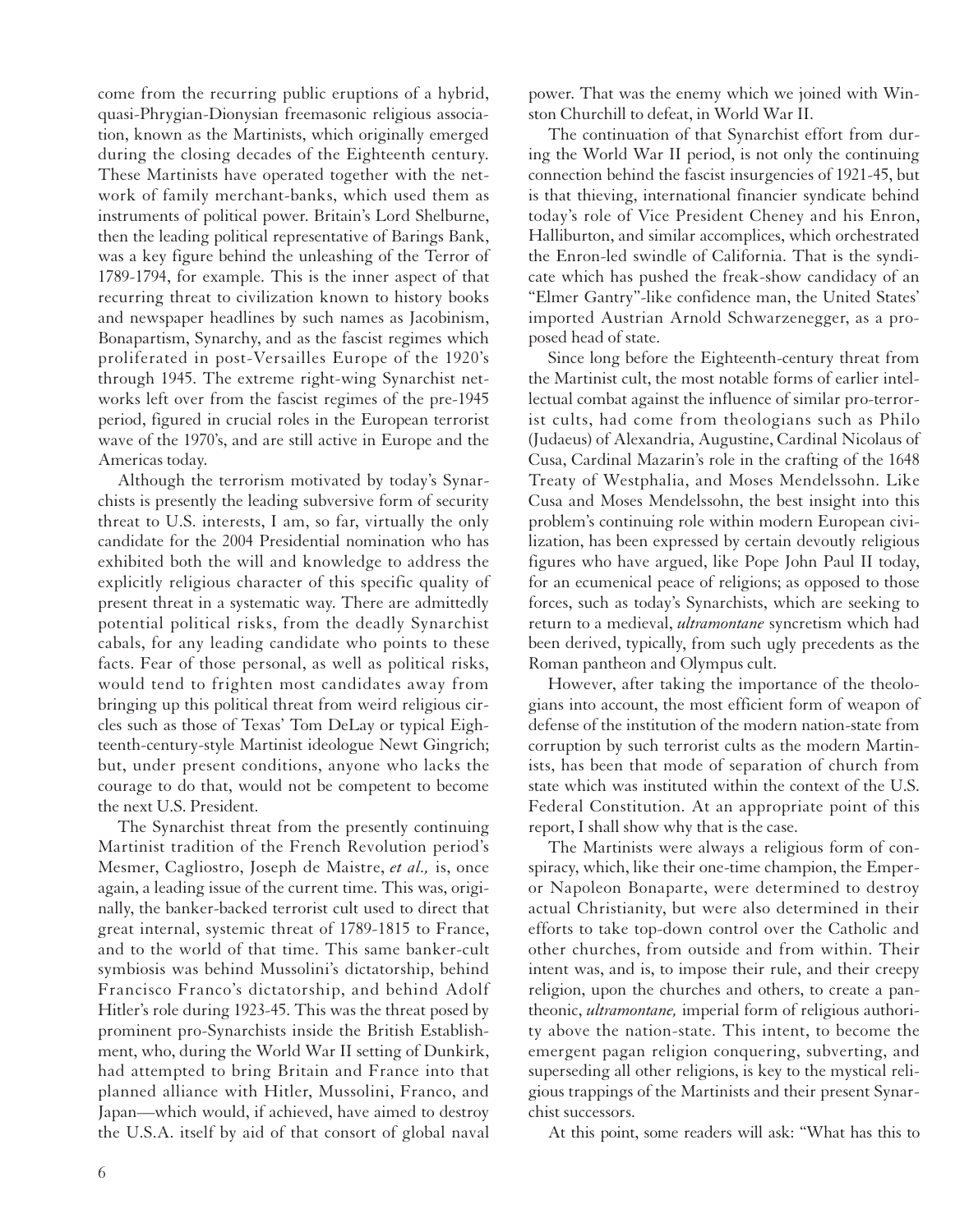come from the recurring public eruptions of a hybrid, quasi-Phrygian-Dionysian freemasonic religious association, known as the Martinists, which originally emerged during the closing decades of the Eighteenth century. These Martinists have operated together with the network of family merchant-banks, which used them as instruments of political power. Britain's Lord Shelburne, then the leading political representative of Barings Bank, was a key figure behind the unleashing of the Terror of 1789-1794, for example. This is the inner aspect of that recurring threat to civilization known to history books and newspaper headlines by such names as Jacobinism, Bonapartism, Synarchy, and as the fascist regimes which proliferated in post-Versailles Europe of the 1920's through 1945. The extreme right-wing Synarchist networks left over from the fascist regimes of the pre-1945 period, figured in crucial roles in the European terrorist wave of the 1970's, and are still active in Europe and the Americas today.

Although the terrorism motivated by today's Synarchists is presently the leading subversive form of security threat to U.S. interests, I am, so far, virtually the only candidate for the 2004 Presidential nomination who has exhibited both the will and knowledge to address the explicitly religious character of this specific quality of present threat in a systematic way. There are admittedly potential political risks, from the deadly Synarchist cabals, for any leading candidate who points to these facts. Fear of those personal, as well as political risks, would tend to frighten most candidates away from bringing up this political threat from weird religious circles such as those of Texas' Tom DeLay or typical Eighteenth-century-style Martinist ideologue Newt Gingrich; but, under present conditions, anyone who lacks the courage to do that, would not be competent to become the next U.S. President.

The Synarchist threat from the presently continuing Martinist tradition of the French Revolution period's Mesmer, Cagliostro, Joseph de Maistre, *et al.,* is, once again, a leading issue of the current time. This was, originally, the banker-backed terrorist cult used to direct that great internal, systemic threat of 1789-1815 to France, and to the world of that time. This same banker-cult symbiosis was behind Mussolini's dictatorship, behind Francisco Franco's dictatorship, and behind Adolf Hitler's role during 1923-45. This was the threat posed by prominent pro-Synarchists inside the British Establishment, who, during the World War II setting of Dunkirk, had attempted to bring Britain and France into that planned alliance with Hitler, Mussolini, Franco, and Japan—which would, if achieved, have aimed to destroy the U.S.A. itself by aid of that consort of global naval power. That was the enemy which we joined with Winston Churchill to defeat, in World War II.

The continuation of that Synarchist effort from during the World War II period, is not only the continuing connection behind the fascist insurgencies of 1921-45, but is that thieving, international financier syndicate behind today's role of Vice President Cheney and his Enron, Halliburton, and similar accomplices, which orchestrated the Enron-led swindle of California. That is the syndicate which has pushed the freak-show candidacy of an "Elmer Gantry"-like confidence man, the United States' imported Austrian Arnold Schwarzenegger, as a proposed head of state.

Since long before the Eighteenth-century threat from the Martinist cult, the most notable forms of earlier intellectual combat against the influence of similar pro-terrorist cults, had come from theologians such as Philo (Judaeus) of Alexandria, Augustine, Cardinal Nicolaus of Cusa, Cardinal Mazarin's role in the crafting of the 1648 Treaty of Westphalia, and Moses Mendelssohn. Like Cusa and Moses Mendelssohn, the best insight into this problem's continuing role within modern European civilization, has been expressed by certain devoutly religious figures who have argued, like Pope John Paul II today, for an ecumenical peace of religions; as opposed to those forces, such as today's Synarchists, which are seeking to return to a medieval, *ultramontane* syncretism which had been derived, typically, from such ugly precedents as the Roman pantheon and Olympus cult.

However, after taking the importance of the theologians into account, the most efficient form of weapon of defense of the institution of the modern nation-state from corruption by such terrorist cults as the modern Martinists, has been that mode of separation of church from state which was instituted within the context of the U.S. Federal Constitution. At an appropriate point of this report, I shall show why that is the case.

The Martinists were always a religious form of conspiracy, which, like their one-time champion, the Emperor Napoleon Bonaparte, were determined to destroy actual Christianity, but were also determined in their efforts to take top-down control over the Catholic and other churches, from outside and from within. Their intent was, and is, to impose their rule, and their creepy religion, upon the churches and others, to create a pantheonic, *ultramontane,* imperial form of religious authority above the nation-state. This intent, to become the emergent pagan religion conquering, subverting, and superseding all other religions, is key to the mystical religious trappings of the Martinists and their present Synarchist successors.

At this point, some readers will ask: "What has this to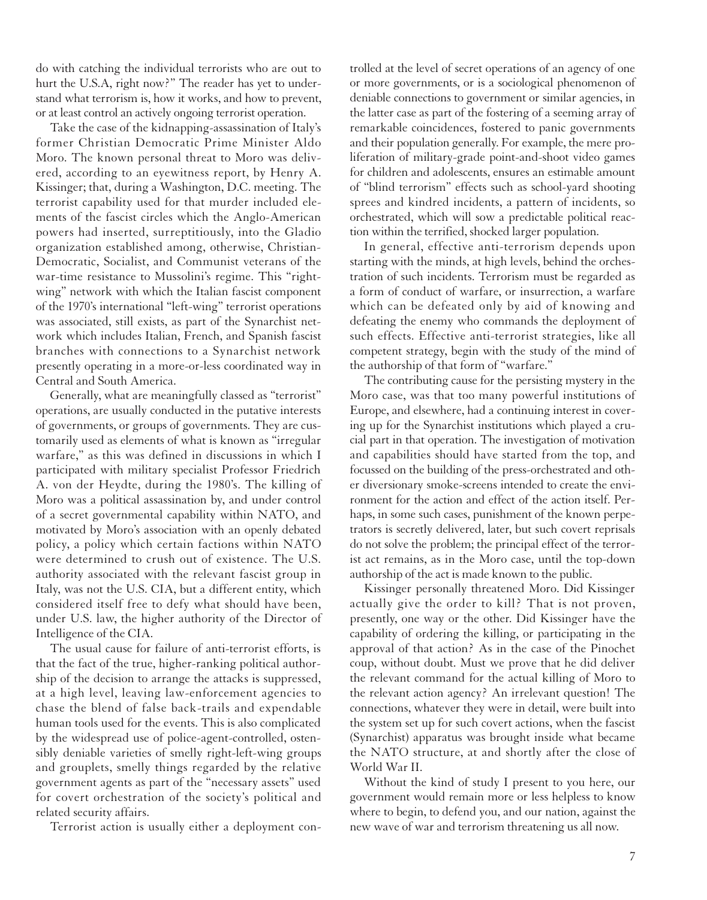do with catching the individual terrorists who are out to hurt the U.S.A, right now?" The reader has yet to understand what terrorism is, how it works, and how to prevent, or at least control an actively ongoing terrorist operation.

Take the case of the kidnapping-assassination of Italy's former Christian Democratic Prime Minister Aldo Moro. The known personal threat to Moro was delivered, according to an eyewitness report, by Henry A. Kissinger; that, during a Washington, D.C. meeting. The terrorist capability used for that murder included elements of the fascist circles which the Anglo-American powers had inserted, surreptitiously, into the Gladio organization established among, otherwise, Christian-Democratic, Socialist, and Communist veterans of the war-time resistance to Mussolini's regime. This "right-wing" network with which the Italian fascist component of the 1970's international "left-wing" terrorist operations was associated, still exists, as part of the Synarchist network which includes Italian, French, and Spanish fascist branches with connections to a Synarchist network presently operating in a more-or-less coordinated way in Central and South America.

Generally, what are meaningfully classed as "terrorist" operations, are usually conducted in the putative interests of governments, or groups of governments. They are customarily used as elements of what is known as "irregular warfare," as this was defined in discussions in which I participated with military specialist Professor Friedrich A. von der Heydte, during the 1980's. The killing of Moro was a political assassination by, and under control of a secret governmental capability within NATO, and motivated by Moro's association with an openly debated policy, a policy which certain factions within NATO were determined to crush out of existence. The U.S. authority associated with the relevant fascist group in Italy, was not the U.S. CIA, but a different entity, which considered itself free to defy what should have been, under U.S. law, the higher authority of the Director of Intelligence of the CIA.

The usual cause for failure of anti-terrorist efforts, is that the fact of the true, higher-ranking political authorship of the decision to arrange the attacks is suppressed, at a high level, leaving law-enforcement agencies to chase the blend of false back-trails and expendable human tools used for the events. This is also complicated by the widespread use of police-agent-controlled, ostensibly deniable varieties of smelly right-left-wing groups and grouplets, smelly things regarded by the relative government agents as part of the "necessary assets" used for covert orchestration of the society's political and related security affairs.

Terrorist action is usually either a deployment controlled at the level of secret operations of an agency of one or more governments, or is a sociological phenomenon of deniable connections to government or similar agencies, in the latter case as part of the fostering of a seeming array of remarkable coincidences, fostered to panic governments and their population generally. For example, the mere proliferation of military-grade point-and-shoot video games for children and adolescents, ensures an estimable amount of "blind terrorism" effects such as school-yard shooting sprees and kindred incidents, a pattern of incidents, so orchestrated, which will sow a predictable political reaction within the terrified, shocked larger population.

In general, effective anti-terrorism depends upon starting with the minds, at high levels, behind the orchestration of such incidents. Terrorism must be regarded as a form of conduct of warfare, or insurrection, a warfare which can be defeated only by aid of knowing and defeating the enemy who commands the deployment of such effects. Effective anti-terrorist strategies, like all competent strategy, begin with the study of the mind of the authorship of that form of "warfare."

The contributing cause for the persisting mystery in the Moro case, was that too many powerful institutions of Europe, and elsewhere, had a continuing interest in covering up for the Synarchist institutions which played a crucial part in that operation. The investigation of motivation and capabilities should have started from the top, and focussed on the building of the press-orchestrated and other diversionary smoke-screens intended to create the environment for the action and effect of the action itself. Perhaps, in some such cases, punishment of the known perpetrators is secretly delivered, later, but such covert reprisals do not solve the problem; the principal effect of the terrorist act remains, as in the Moro case, until the top-down authorship of the act is made known to the public.

Kissinger personally threatened Moro. Did Kissinger actually give the order to kill? That is not proven, presently, one way or the other. Did Kissinger have the capability of ordering the killing, or participating in the approval of that action? As in the case of the Pinochet coup, without doubt. Must we prove that he did deliver the relevant command for the actual killing of Moro to the relevant action agency? An irrelevant question! The connections, whatever they were in detail, were built into the system set up for such covert actions, when the fascist (Synarchist) apparatus was brought inside what became the NATO structure, at and shortly after the close of World War II.

Without the kind of study I present to you here, our government would remain more or less helpless to know where to begin, to defend you, and our nation, against the new wave of war and terrorism threatening us all now.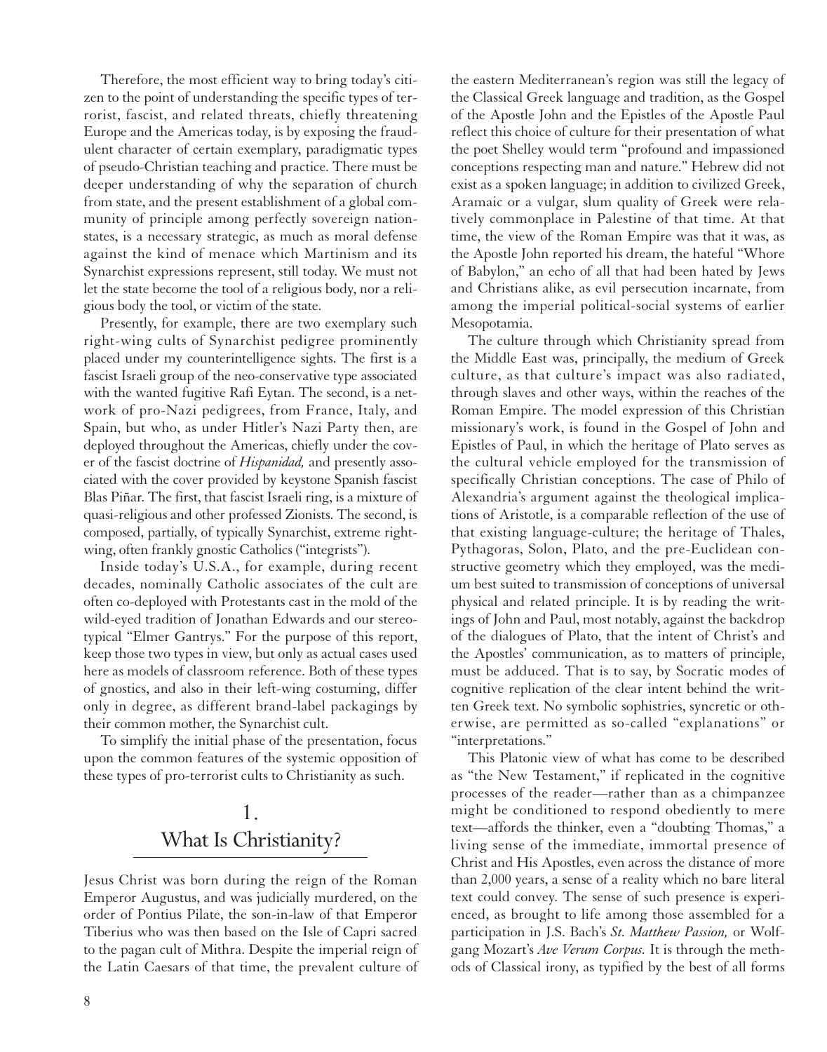Therefore, the most efficient way to bring today's citizen to the point of understanding the specific types of terrorist, fascist, and related threats, chiefly threatening Europe and the Americas today, is by exposing the fraudulent character of certain exemplary, paradigmatic types of pseudo-Christian teaching and practice. There must be deeper understanding of why the separation of church from state, and the present establishment of a global community of principle among perfectly sovereign nation-states, is a necessary strategic, as much as moral defense against the kind of menace which Martinism and its Synarchist expressions represent, still today. We must not let the state become the tool of a religious body, nor a religious body the tool, or victim of the state.

Presently, for example, there are two exemplary such right-wing cults of Synarchist pedigree prominently placed under my counterintelligence sights. The first is a fascist Israeli group of the neo-conservative type associated with the wanted fugitive Rafi Eytan. The second, is a network of pro-Nazi pedigrees, from France, Italy, and Spain, but who, as under Hitler's Nazi Party then, are deployed throughout the Americas, chiefly under the cover of the fascist doctrine of *Hispanidad,* and presently associated with the cover provided by keystone Spanish fascist Blas Piñar. The first, that fascist Israeli ring, is a mixture of quasi-religious and other professed Zionists. The second, is composed, partially, of typically Synarchist, extreme right-wing, often frankly gnostic Catholics ("integrists").

Inside today's U.S.A., for example, during recent decades, nominally Catholic associates of the cult are often co-deployed with Protestants cast in the mold of the wild-eyed tradition of Jonathan Edwards and our stereotypical "Elmer Gantrys." For the purpose of this report, keep those two types in view, but only as actual cases used here as models of classroom reference. Both of these types of gnostics, and also in their left-wing costuming, differ only in degree, as different brand-label packagings by their common mother, the Synarchist cult.

To simplify the initial phase of the presentation, focus upon the common features of the systemic opposition of these types of pro-terrorist cults to Christianity as such.

## 1. What Is Christianity?

Jesus Christ was born during the reign of the Roman Emperor Augustus, and was judicially murdered, on the order of Pontius Pilate, the son-in-law of that Emperor Tiberius who was then based on the Isle of Capri sacred to the pagan cult of Mithra. Despite the imperial reign of the Latin Caesars of that time, the prevalent culture of the eastern Mediterranean's region was still the legacy of the Classical Greek language and tradition, as the Gospel of the Apostle John and the Epistles of the Apostle Paul reflect this choice of culture for their presentation of what the poet Shelley would term "profound and impassioned conceptions respecting man and nature." Hebrew did not exist as a spoken language; in addition to civilized Greek, Aramaic or a vulgar, slum quality of Greek were relatively commonplace in Palestine of that time. At that time, the view of the Roman Empire was that it was, as the Apostle John reported his dream, the hateful "Whore of Babylon," an echo of all that had been hated by Jews and Christians alike, as evil persecution incarnate, from among the imperial political-social systems of earlier Mesopotamia.

The culture through which Christianity spread from the Middle East was, principally, the medium of Greek culture, as that culture's impact was also radiated, through slaves and other ways, within the reaches of the Roman Empire. The model expression of this Christian missionary's work, is found in the Gospel of John and Epistles of Paul, in which the heritage of Plato serves as the cultural vehicle employed for the transmission of specifically Christian conceptions. The case of Philo of Alexandria's argument against the theological implications of Aristotle, is a comparable reflection of the use of that existing language-culture; the heritage of Thales, Pythagoras, Solon, Plato, and the pre-Euclidean constructive geometry which they employed, was the medium best suited to transmission of conceptions of universal physical and related principle. It is by reading the writings of John and Paul, most notably, against the backdrop of the dialogues of Plato, that the intent of Christ's and the Apostles' communication, as to matters of principle, must be adduced. That is to say, by Socratic modes of cognitive replication of the clear intent behind the written Greek text. No symbolic sophistries, syncretic or otherwise, are permitted as so-called "explanations" or "interpretations."

This Platonic view of what has come to be described as "the New Testament," if replicated in the cognitive processes of the reader—rather than as a chimpanzee might be conditioned to respond obediently to mere text—affords the thinker, even a "doubting Thomas," a living sense of the immediate, immortal presence of Christ and His Apostles, even across the distance of more than 2,000 years, a sense of a reality which no bare literal text could convey. The sense of such presence is experienced, as brought to life among those assembled for a participation in J.S. Bach's *St. Matthew Passion,* or Wolfgang Mozart's *Ave Verum Corpus.* It is through the methods of Classical irony, as typified by the best of all forms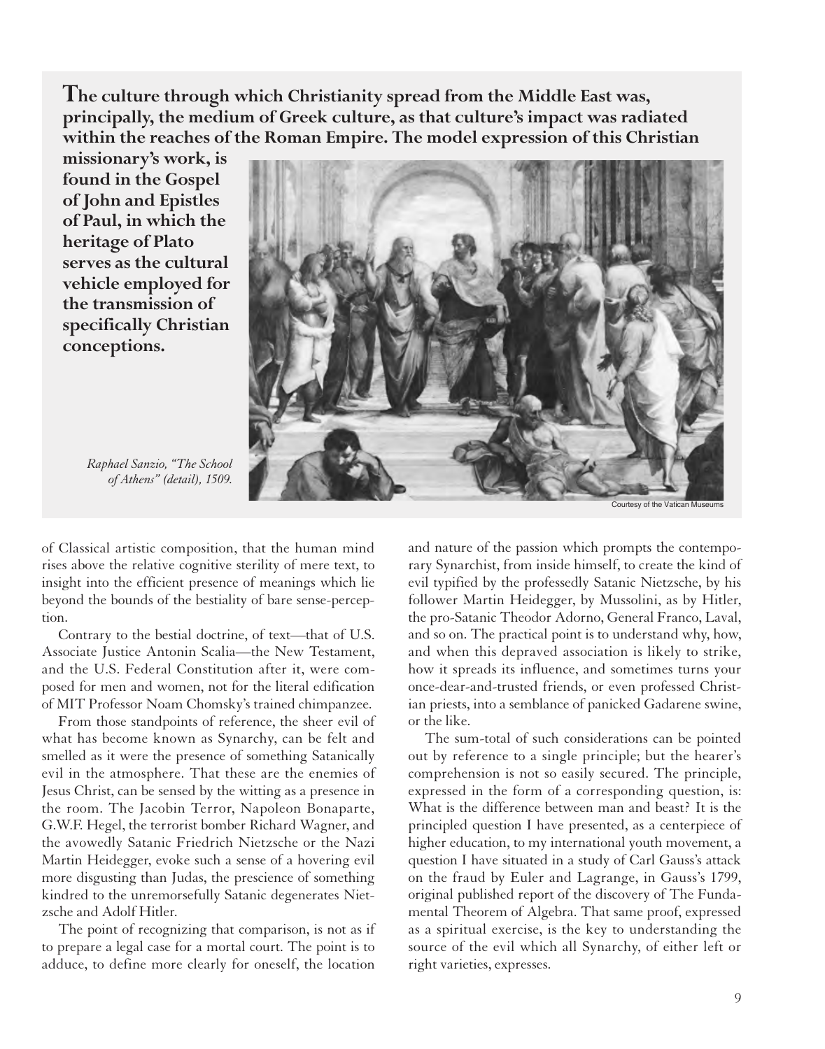**The culture through which Christianity spread from the Middle East was, principally, the medium of Greek culture, as that culture's impact was radiated within the reaches of the Roman Empire. The model expression of this Christian missionary's work, is found in the Gospel of John and Epistles of Paul, in which the heritage of Plato serves as the cultural vehicle employed for the transmission of specifically Christian conceptions.**

*Raphael Sanzio, "The School of Athens" (detail), 1509.*

Courtesy of the Vatican Museums

of Classical artistic composition, that the human mind rises above the relative cognitive sterility of mere text, to insight into the efficient presence of meanings which lie beyond the bounds of the bestiality of bare sense-perception.

Contrary to the bestial doctrine, of text—that of U.S. Associate Justice Antonin Scalia—the New Testament, and the U.S. Federal Constitution after it, were composed for men and women, not for the literal edification of MIT Professor Noam Chomsky's trained chimpanzee.

From those standpoints of reference, the sheer evil of what has become known as Synarchy, can be felt and smelled as it were the presence of something Satanically evil in the atmosphere. That these are the enemies of Jesus Christ, can be sensed by the witting as a presence in the room. The Jacobin Terror, Napoleon Bonaparte, G.W.F. Hegel, the terrorist bomber Richard Wagner, and the avowedly Satanic Friedrich Nietzsche or the Nazi Martin Heidegger, evoke such a sense of a hovering evil more disgusting than Judas, the prescience of something kindred to the unremorsefully Satanic degenerates Nietzsche and Adolf Hitler.

The point of recognizing that comparison, is not as if to prepare a legal case for a mortal court. The point is to adduce, to define more clearly for oneself, the location and nature of the passion which prompts the contemporary Synarchist, from inside himself, to create the kind of evil typified by the professedly Satanic Nietzsche, by his follower Martin Heidegger, by Mussolini, as by Hitler, the pro-Satanic Theodor Adorno, General Franco, Laval, and so on. The practical point is to understand why, how, and when this depraved association is likely to strike, how it spreads its influence, and sometimes turns your once-dear-and-trusted friends, or even professed Christian priests, into a semblance of panicked Gadarene swine, or the like.

The sum-total of such considerations can be pointed out by reference to a single principle; but the hearer's comprehension is not so easily secured. The principle, expressed in the form of a corresponding question, is: What is the difference between man and beast? It is the principled question I have presented, as a centerpiece of higher education, to my international youth movement, a question I have situated in a study of Carl Gauss's attack on the fraud by Euler and Lagrange, in Gauss's 1799, original published report of the discovery of The Fundamental Theorem of Algebra. That same proof, expressed as a spiritual exercise, is the key to understanding the source of the evil which all Synarchy, of either left or right varieties, expresses.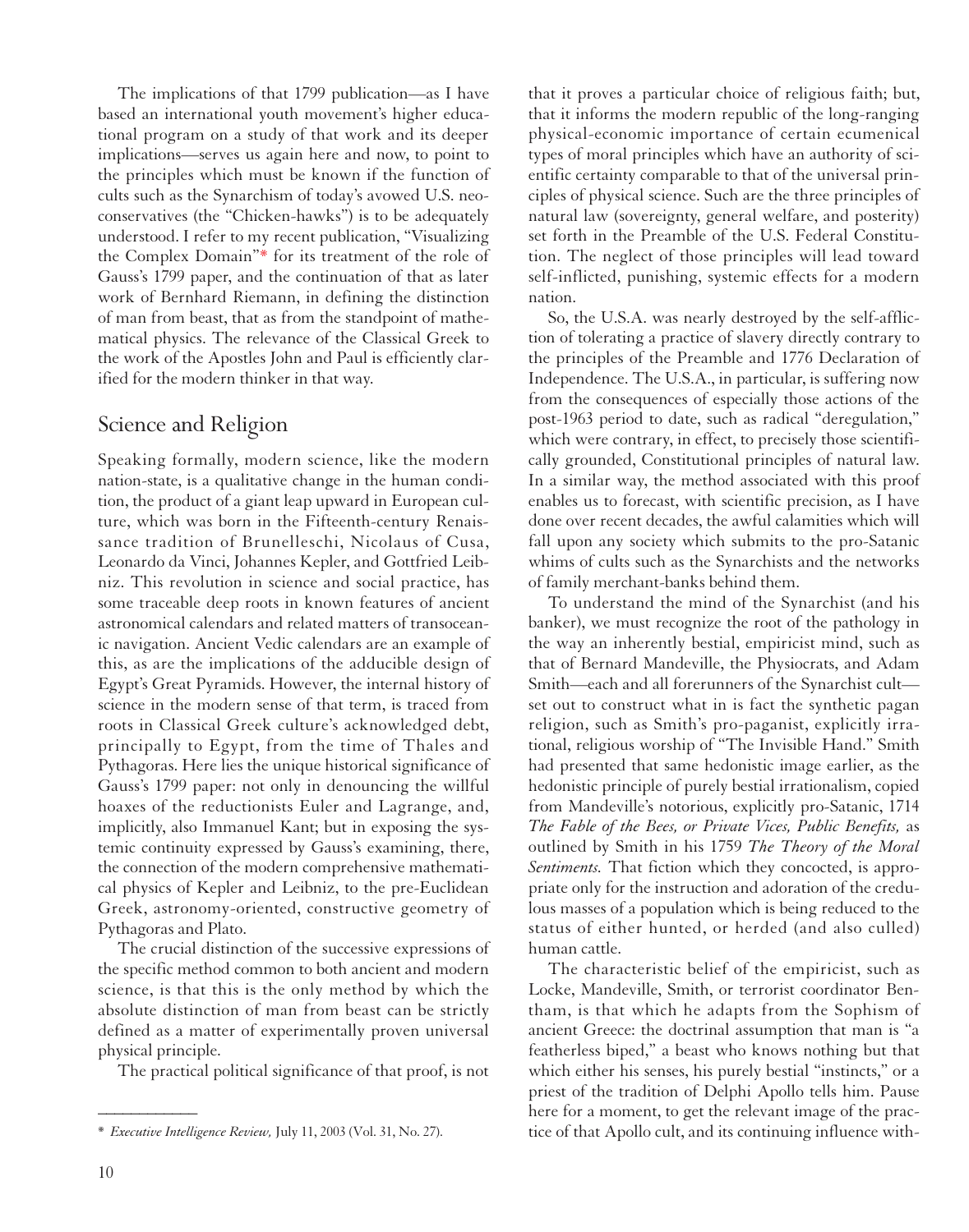The implications of that 1799 publication—as I have based an international youth movement's higher educational program on a study of that work and its deeper implications—serves us again here and now, to point to the principles which must be known if the function of cults such as the Synarchism of today's avowed U.S. neoconservatives (the "Chicken-hawks") is to be adequately understood. I refer to my recent publication, "Visualizing the Complex Domain"* for its treatment of the role of Gauss's 1799 paper, and the continuation of that as later work of Bernhard Riemann, in defining the distinction of man from beast, that as from the standpoint of mathematical physics. The relevance of the Classical Greek to the work of the Apostles John and Paul is efficiently clarified for the modern thinker in that way.

## Science and Religion

Speaking formally, modern science, like the modern nation-state, is a qualitative change in the human condition, the product of a giant leap upward in European culture, which was born in the Fifteenth-century Renaissance tradition of Brunelleschi, Nicolaus of Cusa, Leonardo da Vinci, Johannes Kepler, and Gottfried Leibniz. This revolution in science and social practice, has some traceable deep roots in known features of ancient astronomical calendars and related matters of transoceanic navigation. Ancient Vedic calendars are an example of this, as are the implications of the adducible design of Egypt's Great Pyramids. However, the internal history of science in the modern sense of that term, is traced from roots in Classical Greek culture's acknowledged debt, principally to Egypt, from the time of Thales and Pythagoras. Here lies the unique historical significance of Gauss's 1799 paper: not only in denouncing the willful hoaxes of the reductionists Euler and Lagrange, and, implicitly, also Immanuel Kant; but in exposing the systemic continuity expressed by Gauss's examining, there, the connection of the modern comprehensive mathematical physics of Kepler and Leibniz, to the pre-Euclidean Greek, astronomy-oriented, constructive geometry of Pythagoras and Plato.

The crucial distinction of the successive expressions of the specific method common to both ancient and modern science, is that this is the only method by which the absolute distinction of man from beast can be strictly defined as a matter of experimentally proven universal physical principle.

The practical political significance of that proof, is not that it proves a particular choice of religious faith; but, that it informs the modern republic of the long-ranging physical-economic importance of certain ecumenical types of moral principles which have an authority of scientific certainty comparable to that of the universal principles of physical science. Such are the three principles of natural law (sovereignty, general welfare, and posterity) set forth in the Preamble of the U.S. Federal Constitution. The neglect of those principles will lead toward self-inflicted, punishing, systemic effects for a modern nation.

So, the U.S.A. was nearly destroyed by the self-affliction of tolerating a practice of slavery directly contrary to the principles of the Preamble and 1776 Declaration of Independence. The U.S.A., in particular, is suffering now from the consequences of especially those actions of the post-1963 period to date, such as radical "deregulation," which were contrary, in effect, to precisely those scientifically grounded, Constitutional principles of natural law. In a similar way, the method associated with this proof enables us to forecast, with scientific precision, as I have done over recent decades, the awful calamities which will fall upon any society which submits to the pro-Satanic whims of cults such as the Synarchists and the networks of family merchant-banks behind them.

To understand the mind of the Synarchist (and his banker), we must recognize the root of the pathology in the way an inherently bestial, empiricist mind, such as that of Bernard Mandeville, the Physiocrats, and Adam Smith—each and all forerunners of the Synarchist cult—set out to construct what in is fact the synthetic pagan religion, such as Smith's pro-paganist, explicitly irrational, religious worship of "The Invisible Hand." Smith had presented that same hedonistic image earlier, as the hedonistic principle of purely bestial irrationalism, copied from Mandeville's notorious, explicitly pro-Satanic, 1714 *The Fable of the Bees, or Private Vices, Public Benefits,* as outlined by Smith in his 1759 *The Theory of the Moral Sentiments.* That fiction which they concocted, is appropriate only for the instruction and adoration of the credulous masses of a population which is being reduced to the status of either hunted, or herded (and also culled) human cattle.

The characteristic belief of the empiricist, such as Locke, Mandeville, Smith, or terrorist coordinator Bentham, is that which he adapts from the Sophism of ancient Greece: the doctrinal assumption that man is "a featherless biped," a beast who knows nothing but that which either his senses, his purely bestial "instincts," or a priest of the tradition of Delphi Apollo tells him. Pause here for a moment, to get the relevant image of the practice of that Apollo cult, and its continuing influence with-

---

\* *Executive Intelligence Review,* July 11, 2003 (Vol. 31, No. 27).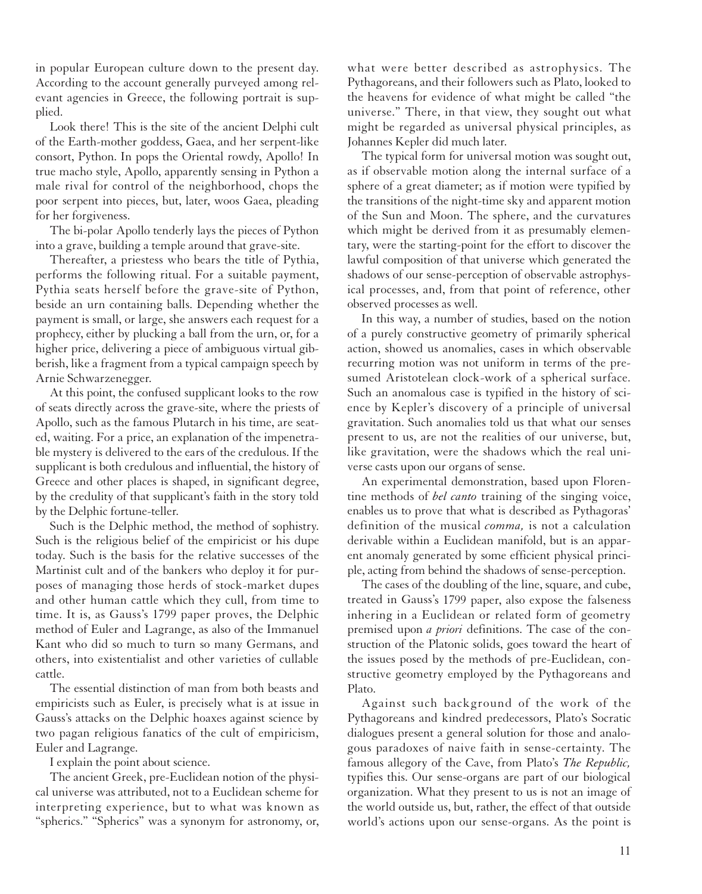in popular European culture down to the present day. According to the account generally purveyed among relevant agencies in Greece, the following portrait is supplied.

Look there! This is the site of the ancient Delphi cult of the Earth-mother goddess, Gaea, and her serpent-like consort, Python. In pops the Oriental rowdy, Apollo! In true macho style, Apollo, apparently sensing in Python a male rival for control of the neighborhood, chops the poor serpent into pieces, but, later, woos Gaea, pleading for her forgiveness.

The bi-polar Apollo tenderly lays the pieces of Python into a grave, building a temple around that grave-site.

Thereafter, a priestess who bears the title of Pythia, performs the following ritual. For a suitable payment, Pythia seats herself before the grave-site of Python, beside an urn containing balls. Depending whether the payment is small, or large, she answers each request for a prophecy, either by plucking a ball from the urn, or, for a higher price, delivering a piece of ambiguous virtual gibberish, like a fragment from a typical campaign speech by Arnie Schwarzenegger.

At this point, the confused supplicant looks to the row of seats directly across the grave-site, where the priests of Apollo, such as the famous Plutarch in his time, are seated, waiting. For a price, an explanation of the impenetrable mystery is delivered to the ears of the credulous. If the supplicant is both credulous and influential, the history of Greece and other places is shaped, in significant degree, by the credulity of that supplicant's faith in the story told by the Delphic fortune-teller.

Such is the Delphic method, the method of sophistry. Such is the religious belief of the empiricist or his dupe today. Such is the basis for the relative successes of the Martinist cult and of the bankers who deploy it for purposes of managing those herds of stock-market dupes and other human cattle which they cull, from time to time. It is, as Gauss's 1799 paper proves, the Delphic method of Euler and Lagrange, as also of the Immanuel Kant who did so much to turn so many Germans, and others, into existentialist and other varieties of cullable cattle.

The essential distinction of man from both beasts and empiricists such as Euler, is precisely what is at issue in Gauss's attacks on the Delphic hoaxes against science by two pagan religious fanatics of the cult of empiricism, Euler and Lagrange.

I explain the point about science.

The ancient Greek, pre-Euclidean notion of the physical universe was attributed, not to a Euclidean scheme for interpreting experience, but to what was known as "spherics." "Spherics" was a synonym for astronomy, or, what were better described as astrophysics. The Pythagoreans, and their followers such as Plato, looked to the heavens for evidence of what might be called "the universe." There, in that view, they sought out what might be regarded as universal physical principles, as Johannes Kepler did much later.

The typical form for universal motion was sought out, as if observable motion along the internal surface of a sphere of a great diameter; as if motion were typified by the transitions of the night-time sky and apparent motion of the Sun and Moon. The sphere, and the curvatures which might be derived from it as presumably elementary, were the starting-point for the effort to discover the lawful composition of that universe which generated the shadows of our sense-perception of observable astrophysical processes, and, from that point of reference, other observed processes as well.

In this way, a number of studies, based on the notion of a purely constructive geometry of primarily spherical action, showed us anomalies, cases in which observable recurring motion was not uniform in terms of the presumed Aristotelean clock-work of a spherical surface. Such an anomalous case is typified in the history of science by Kepler's discovery of a principle of universal gravitation. Such anomalies told us that what our senses present to us, are not the realities of our universe, but, like gravitation, were the shadows which the real universe casts upon our organs of sense.

An experimental demonstration, based upon Florentine methods of *bel canto* training of the singing voice, enables us to prove that what is described as Pythagoras' definition of the musical *comma,* is not a calculation derivable within a Euclidean manifold, but is an apparent anomaly generated by some efficient physical principle, acting from behind the shadows of sense-perception.

The cases of the doubling of the line, square, and cube, treated in Gauss's 1799 paper, also expose the falseness inhering in a Euclidean or related form of geometry premised upon *a priori* definitions. The case of the construction of the Platonic solids, goes toward the heart of the issues posed by the methods of pre-Euclidean, constructive geometry employed by the Pythagoreans and Plato.

Against such background of the work of the Pythagoreans and kindred predecessors, Plato's Socratic dialogues present a general solution for those and analogous paradoxes of naive faith in sense-certainty. The famous allegory of the Cave, from Plato's *The Republic,* typifies this. Our sense-organs are part of our biological organization. What they present to us is not an image of the world outside us, but, rather, the effect of that outside world's actions upon our sense-organs. As the point is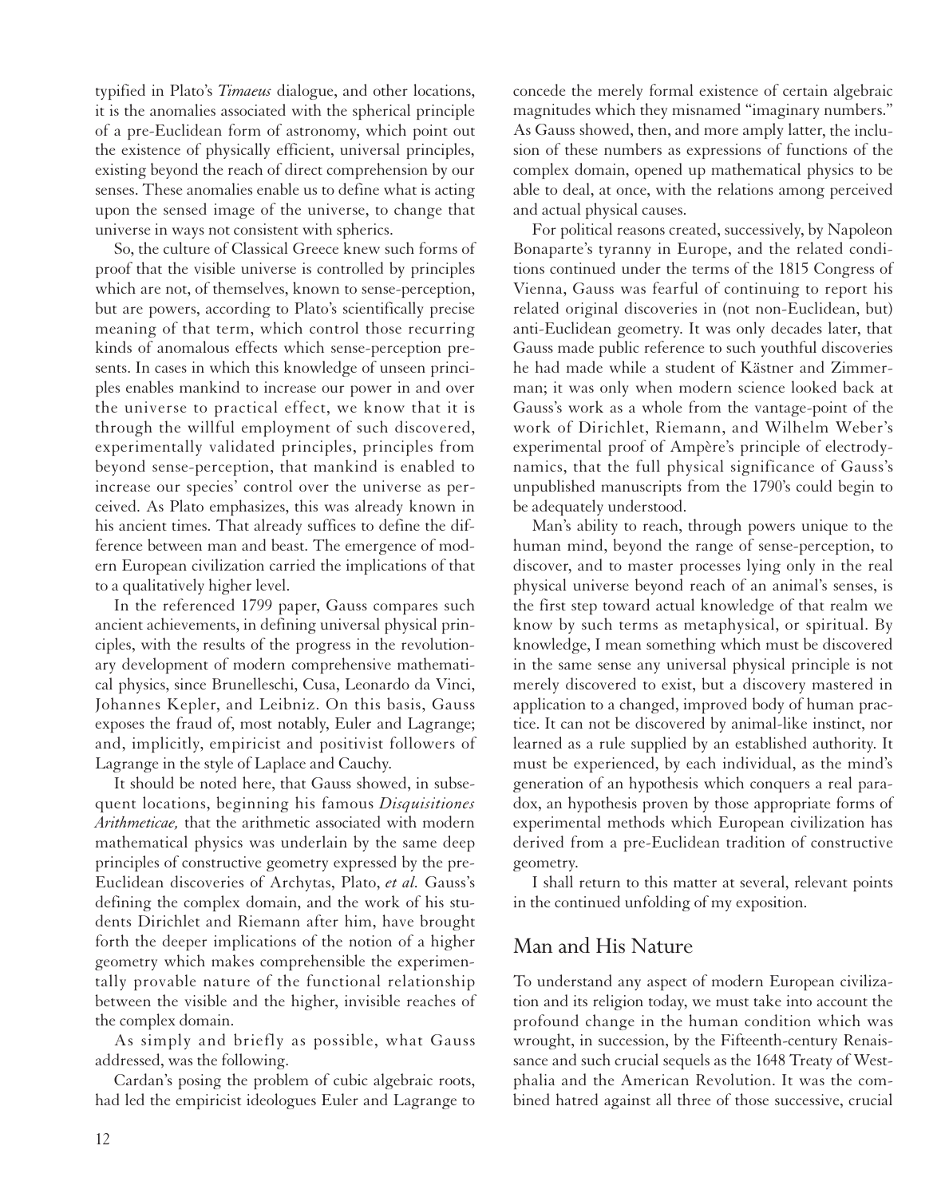typified in Plato's *Timaeus* dialogue, and other locations, it is the anomalies associated with the spherical principle of a pre-Euclidean form of astronomy, which point out the existence of physically efficient, universal principles, existing beyond the reach of direct comprehension by our senses. These anomalies enable us to define what is acting upon the sensed image of the universe, to change that universe in ways not consistent with spherics.

So, the culture of Classical Greece knew such forms of proof that the visible universe is controlled by principles which are not, of themselves, known to sense-perception, but are powers, according to Plato's scientifically precise meaning of that term, which control those recurring kinds of anomalous effects which sense-perception presents. In cases in which this knowledge of unseen principles enables mankind to increase our power in and over the universe to practical effect, we know that it is through the willful employment of such discovered, experimentally validated principles, principles from beyond sense-perception, that mankind is enabled to increase our species' control over the universe as perceived. As Plato emphasizes, this was already known in his ancient times. That already suffices to define the difference between man and beast. The emergence of modern European civilization carried the implications of that to a qualitatively higher level.

In the referenced 1799 paper, Gauss compares such ancient achievements, in defining universal physical principles, with the results of the progress in the revolutionary development of modern comprehensive mathematical physics, since Brunelleschi, Cusa, Leonardo da Vinci, Johannes Kepler, and Leibniz. On this basis, Gauss exposes the fraud of, most notably, Euler and Lagrange; and, implicitly, empiricist and positivist followers of Lagrange in the style of Laplace and Cauchy.

It should be noted here, that Gauss showed, in subsequent locations, beginning his famous *Disquisitiones Arithmeticae,* that the arithmetic associated with modern mathematical physics was underlain by the same deep principles of constructive geometry expressed by the pre-Euclidean discoveries of Archytas, Plato, *et al.* Gauss's defining the complex domain, and the work of his students Dirichlet and Riemann after him, have brought forth the deeper implications of the notion of a higher geometry which makes comprehensible the experimentally provable nature of the functional relationship between the visible and the higher, invisible reaches of the complex domain.

As simply and briefly as possible, what Gauss addressed, was the following.

Cardan's posing the problem of cubic algebraic roots, had led the empiricist ideologues Euler and Lagrange to concede the merely formal existence of certain algebraic magnitudes which they misnamed "imaginary numbers." As Gauss showed, then, and more amply latter, the inclusion of these numbers as expressions of functions of the complex domain, opened up mathematical physics to be able to deal, at once, with the relations among perceived and actual physical causes.

For political reasons created, successively, by Napoleon Bonaparte's tyranny in Europe, and the related conditions continued under the terms of the 1815 Congress of Vienna, Gauss was fearful of continuing to report his related original discoveries in (not non-Euclidean, but) anti-Euclidean geometry. It was only decades later, that Gauss made public reference to such youthful discoveries he had made while a student of Kästner and Zimmerman; it was only when modern science looked back at Gauss's work as a whole from the vantage-point of the work of Dirichlet, Riemann, and Wilhelm Weber's experimental proof of Ampère's principle of electrodynamics, that the full physical significance of Gauss's unpublished manuscripts from the 1790's could begin to be adequately understood.

Man's ability to reach, through powers unique to the human mind, beyond the range of sense-perception, to discover, and to master processes lying only in the real physical universe beyond reach of an animal's senses, is the first step toward actual knowledge of that realm we know by such terms as metaphysical, or spiritual. By knowledge, I mean something which must be discovered in the same sense any universal physical principle is not merely discovered to exist, but a discovery mastered in application to a changed, improved body of human practice. It can not be discovered by animal-like instinct, nor learned as a rule supplied by an established authority. It must be experienced, by each individual, as the mind's generation of an hypothesis which conquers a real paradox, an hypothesis proven by those appropriate forms of experimental methods which European civilization has derived from a pre-Euclidean tradition of constructive geometry.

I shall return to this matter at several, relevant points in the continued unfolding of my exposition.

## Man and His Nature

To understand any aspect of modern European civilization and its religion today, we must take into account the profound change in the human condition which was wrought, in succession, by the Fifteenth-century Renaissance and such crucial sequels as the 1648 Treaty of Westphalia and the American Revolution. It was the combined hatred against all three of those successive, crucial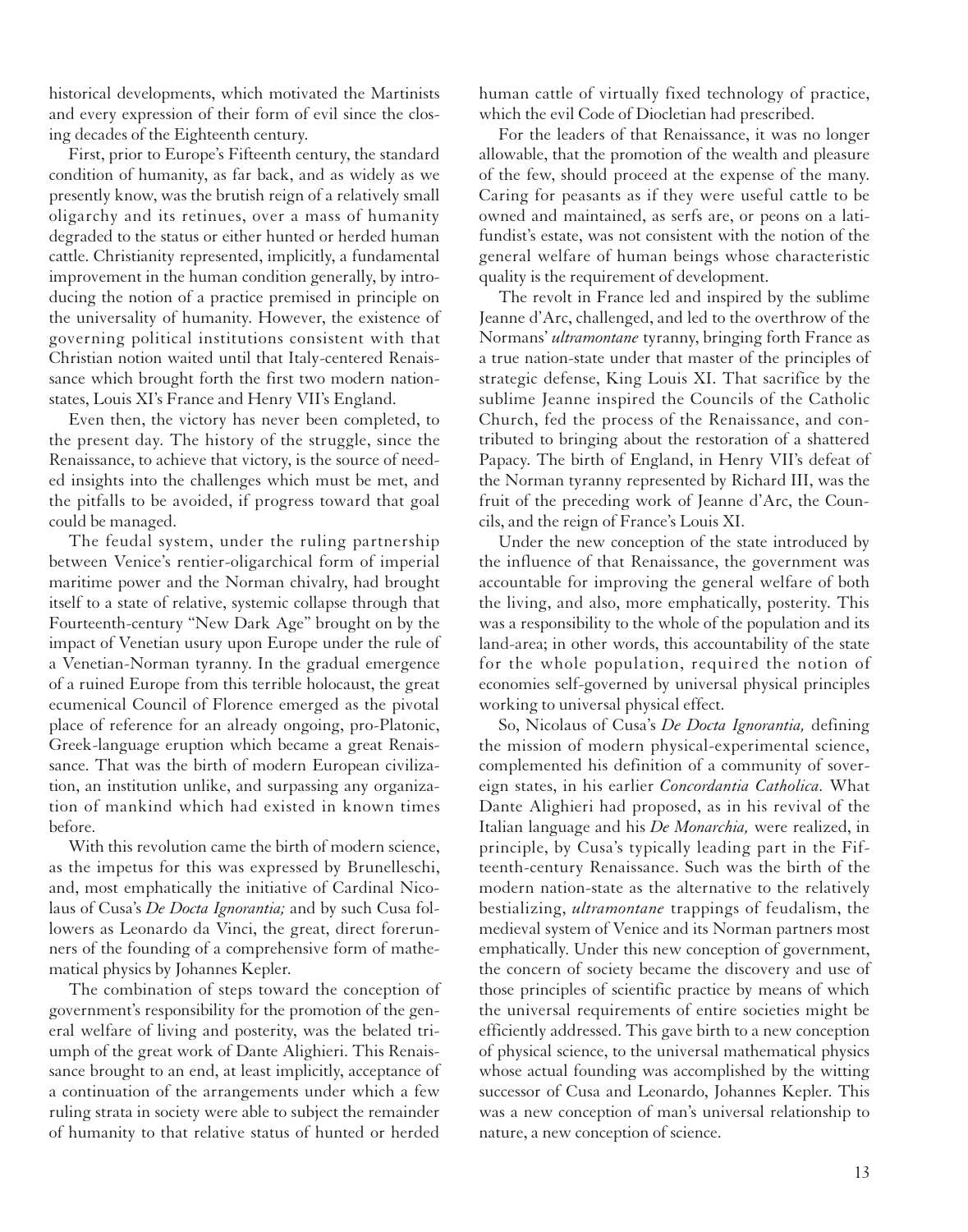historical developments, which motivated the Martinists and every expression of their form of evil since the closing decades of the Eighteenth century.

First, prior to Europe's Fifteenth century, the standard condition of humanity, as far back, and as widely as we presently know, was the brutish reign of a relatively small oligarchy and its retinues, over a mass of humanity degraded to the status or either hunted or herded human cattle. Christianity represented, implicitly, a fundamental improvement in the human condition generally, by introducing the notion of a practice premised in principle on the universality of humanity. However, the existence of governing political institutions consistent with that Christian notion waited until that Italy-centered Renaissance which brought forth the first two modern nation-states, Louis XI's France and Henry VII's England.

Even then, the victory has never been completed, to the present day. The history of the struggle, since the Renaissance, to achieve that victory, is the source of needed insights into the challenges which must be met, and the pitfalls to be avoided, if progress toward that goal could be managed.

The feudal system, under the ruling partnership between Venice's rentier-oligarchical form of imperial maritime power and the Norman chivalry, had brought itself to a state of relative, systemic collapse through that Fourteenth-century "New Dark Age" brought on by the impact of Venetian usury upon Europe under the rule of a Venetian-Norman tyranny. In the gradual emergence of a ruined Europe from this terrible holocaust, the great ecumenical Council of Florence emerged as the pivotal place of reference for an already ongoing, pro-Platonic, Greek-language eruption which became a great Renaissance. That was the birth of modern European civilization, an institution unlike, and surpassing any organization of mankind which had existed in known times before.

With this revolution came the birth of modern science, as the impetus for this was expressed by Brunelleschi, and, most emphatically the initiative of Cardinal Nicolaus of Cusa's *De Docta Ignorantia;* and by such Cusa followers as Leonardo da Vinci, the great, direct forerunners of the founding of a comprehensive form of mathematical physics by Johannes Kepler.

The combination of steps toward the conception of government's responsibility for the promotion of the general welfare of living and posterity, was the belated triumph of the great work of Dante Alighieri. This Renaissance brought to an end, at least implicitly, acceptance of a continuation of the arrangements under which a few ruling strata in society were able to subject the remainder of humanity to that relative status of hunted or herded human cattle of virtually fixed technology of practice, which the evil Code of Diocletian had prescribed.

For the leaders of that Renaissance, it was no longer allowable, that the promotion of the wealth and pleasure of the few, should proceed at the expense of the many. Caring for peasants as if they were useful cattle to be owned and maintained, as serfs are, or peons on a latifundist's estate, was not consistent with the notion of the general welfare of human beings whose characteristic quality is the requirement of development.

The revolt in France led and inspired by the sublime Jeanne d'Arc, challenged, and led to the overthrow of the Normans' *ultramontane* tyranny, bringing forth France as a true nation-state under that master of the principles of strategic defense, King Louis XI. That sacrifice by the sublime Jeanne inspired the Councils of the Catholic Church, fed the process of the Renaissance, and contributed to bringing about the restoration of a shattered Papacy. The birth of England, in Henry VII's defeat of the Norman tyranny represented by Richard III, was the fruit of the preceding work of Jeanne d'Arc, the Councils, and the reign of France's Louis XI.

Under the new conception of the state introduced by the influence of that Renaissance, the government was accountable for improving the general welfare of both the living, and also, more emphatically, posterity. This was a responsibility to the whole of the population and its land-area; in other words, this accountability of the state for the whole population, required the notion of economies self-governed by universal physical principles working to universal physical effect.

So, Nicolaus of Cusa's *De Docta Ignorantia,* defining the mission of modern physical-experimental science, complemented his definition of a community of sovereign states, in his earlier *Concordantia Catholica.* What Dante Alighieri had proposed, as in his revival of the Italian language and his *De Monarchia,* were realized, in principle, by Cusa's typically leading part in the Fifteenth-century Renaissance. Such was the birth of the modern nation-state as the alternative to the relatively bestializing, *ultramontane* trappings of feudalism, the medieval system of Venice and its Norman partners most emphatically. Under this new conception of government, the concern of society became the discovery and use of those principles of scientific practice by means of which the universal requirements of entire societies might be efficiently addressed. This gave birth to a new conception of physical science, to the universal mathematical physics whose actual founding was accomplished by the witting successor of Cusa and Leonardo, Johannes Kepler. This was a new conception of man's universal relationship to nature, a new conception of science.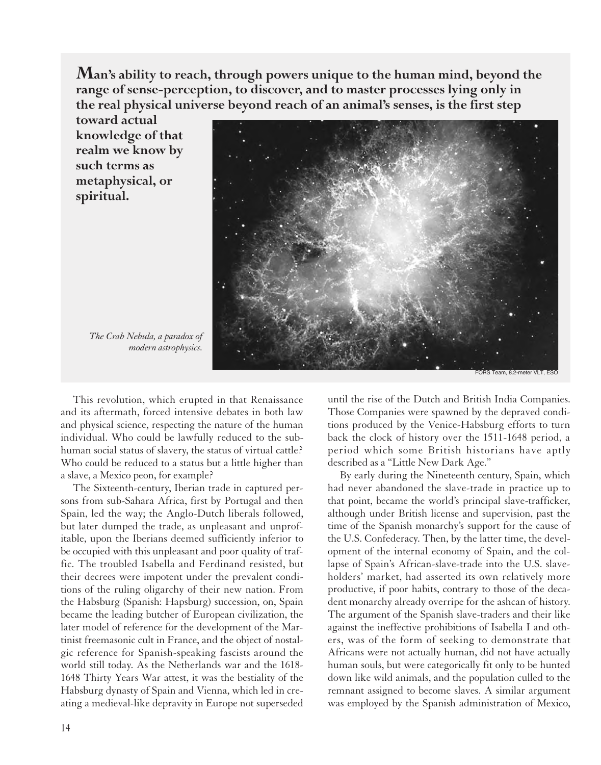**Man's ability to reach, through powers unique to the human mind, beyond the range of sense-perception, to discover, and to master processes lying only in the real physical universe beyond reach of an animal's senses, is the first step toward actual knowledge of that realm we know by such terms as metaphysical, or spiritual.**

*The Crab Nebula, a paradox of modern astrophysics.*

FORS Team, 8.2-meter VLT, ESO

This revolution, which erupted in that Renaissance and its aftermath, forced intensive debates in both law and physical science, respecting the nature of the human individual. Who could be lawfully reduced to the sub-human social status of slavery, the status of virtual cattle? Who could be reduced to a status but a little higher than a slave, a Mexico peon, for example?

The Sixteenth-century, Iberian trade in captured persons from sub-Sahara Africa, first by Portugal and then Spain, led the way; the Anglo-Dutch liberals followed, but later dumped the trade, as unpleasant and unprofitable, upon the Iberians deemed sufficiently inferior to be occupied with this unpleasant and poor quality of traffic. The troubled Isabella and Ferdinand resisted, but their decrees were impotent under the prevalent conditions of the ruling oligarchy of their new nation. From the Habsburg (Spanish: Hapsburg) succession, on, Spain became the leading butcher of European civilization, the later model of reference for the development of the Martinist freemasonic cult in France, and the object of nostalgic reference for Spanish-speaking fascists around the world still today. As the Netherlands war and the 1618-1648 Thirty Years War attest, it was the bestiality of the Habsburg dynasty of Spain and Vienna, which led in creating a medieval-like depravity in Europe not superseded until the rise of the Dutch and British India Companies. Those Companies were spawned by the depraved conditions produced by the Venice-Habsburg efforts to turn back the clock of history over the 1511-1648 period, a period which some British historians have aptly described as a "Little New Dark Age."

By early during the Nineteenth century, Spain, which had never abandoned the slave-trade in practice up to that point, became the world's principal slave-trafficker, although under British license and supervision, past the time of the Spanish monarchy's support for the cause of the U.S. Confederacy. Then, by the latter time, the development of the internal economy of Spain, and the collapse of Spain's African-slave-trade into the U.S. slaveholders' market, had asserted its own relatively more productive, if poor habits, contrary to those of the decadent monarchy already overripe for the ashcan of history. The argument of the Spanish slave-traders and their like against the ineffective prohibitions of Isabella I and others, was of the form of seeking to demonstrate that Africans were not actually human, did not have actually human souls, but were categorically fit only to be hunted down like wild animals, and the population culled to the remnant assigned to become slaves. A similar argument was employed by the Spanish administration of Mexico,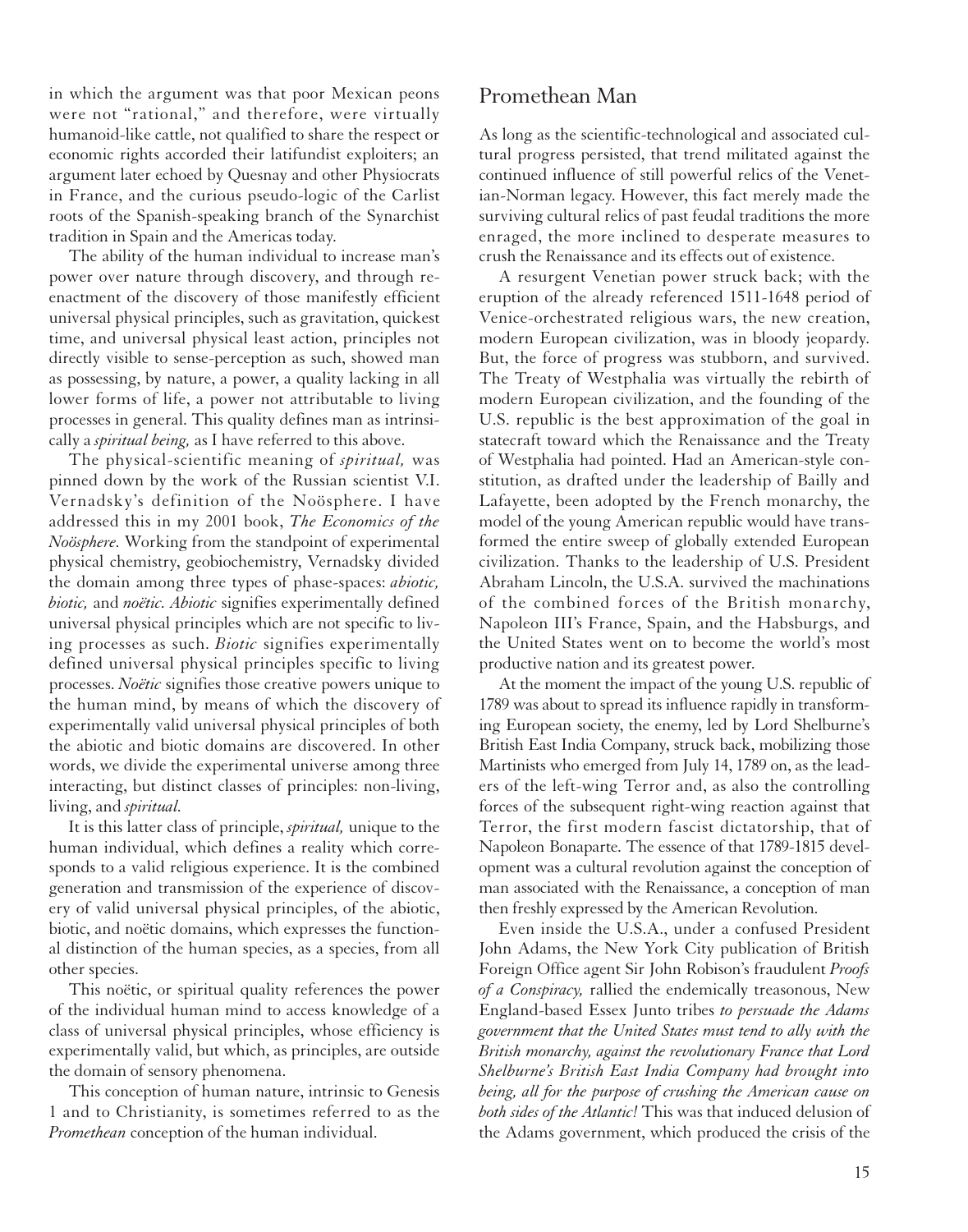in which the argument was that poor Mexican peons were not "rational," and therefore, were virtually humanoid-like cattle, not qualified to share the respect or economic rights accorded their latifundist exploiters; an argument later echoed by Quesnay and other Physiocrats in France, and the curious pseudo-logic of the Carlist roots of the Spanish-speaking branch of the Synarchist tradition in Spain and the Americas today.

The ability of the human individual to increase man's power over nature through discovery, and through re-enactment of the discovery of those manifestly efficient universal physical principles, such as gravitation, quickest time, and universal physical least action, principles not directly visible to sense-perception as such, showed man as possessing, by nature, a power, a quality lacking in all lower forms of life, a power not attributable to living processes in general. This quality defines man as intrinsically a *spiritual being,* as I have referred to this above.

The physical-scientific meaning of *spiritual,* was pinned down by the work of the Russian scientist V.I. Vernadsky's definition of the Noösphere. I have addressed this in my 2001 book, *The Economics of the Noösphere.* Working from the standpoint of experimental physical chemistry, geobiochemistry, Vernadsky divided the domain among three types of phase-spaces: *abiotic, biotic,* and *noëtic. Abiotic* signifies experimentally defined universal physical principles which are not specific to living processes as such. *Biotic* signifies experimentally defined universal physical principles specific to living processes. *Noëtic* signifies those creative powers unique to the human mind, by means of which the discovery of experimentally valid universal physical principles of both the abiotic and biotic domains are discovered. In other words, we divide the experimental universe among three interacting, but distinct classes of principles: non-living, living, and *spiritual.*

It is this latter class of principle, *spiritual,* unique to the human individual, which defines a reality which corresponds to a valid religious experience. It is the combined generation and transmission of the experience of discovery of valid universal physical principles, of the abiotic, biotic, and noëtic domains, which expresses the functional distinction of the human species, as a species, from all other species.

This noëtic, or spiritual quality references the power of the individual human mind to access knowledge of a class of universal physical principles, whose efficiency is experimentally valid, but which, as principles, are outside the domain of sensory phenomena.

This conception of human nature, intrinsic to Genesis 1 and to Christianity, is sometimes referred to as the *Promethean* conception of the human individual.

## Promethean Man

As long as the scientific-technological and associated cultural progress persisted, that trend militated against the continued influence of still powerful relics of the Venetian-Norman legacy. However, this fact merely made the surviving cultural relics of past feudal traditions the more enraged, the more inclined to desperate measures to crush the Renaissance and its effects out of existence.

A resurgent Venetian power struck back; with the eruption of the already referenced 1511-1648 period of Venice-orchestrated religious wars, the new creation, modern European civilization, was in bloody jeopardy. But, the force of progress was stubborn, and survived. The Treaty of Westphalia was virtually the rebirth of modern European civilization, and the founding of the U.S. republic is the best approximation of the goal in statecraft toward which the Renaissance and the Treaty of Westphalia had pointed. Had an American-style constitution, as drafted under the leadership of Bailly and Lafayette, been adopted by the French monarchy, the model of the young American republic would have transformed the entire sweep of globally extended European civilization. Thanks to the leadership of U.S. President Abraham Lincoln, the U.S.A. survived the machinations of the combined forces of the British monarchy, Napoleon III's France, Spain, and the Habsburgs, and the United States went on to become the world's most productive nation and its greatest power.

At the moment the impact of the young U.S. republic of 1789 was about to spread its influence rapidly in transforming European society, the enemy, led by Lord Shelburne's British East India Company, struck back, mobilizing those Martinists who emerged from July 14, 1789 on, as the leaders of the left-wing Terror and, as also the controlling forces of the subsequent right-wing reaction against that Terror, the first modern fascist dictatorship, that of Napoleon Bonaparte. The essence of that 1789-1815 development was a cultural revolution against the conception of man associated with the Renaissance, a conception of man then freshly expressed by the American Revolution.

Even inside the U.S.A., under a confused President John Adams, the New York City publication of British Foreign Office agent Sir John Robison's fraudulent *Proofs of a Conspiracy,* rallied the endemically treasonous, New England-based Essex Junto tribes *to persuade the Adams government that the United States must tend to ally with the British monarchy, against the revolutionary France that Lord Shelburne's British East India Company had brought into being, all for the purpose of crushing the American cause on both sides of the Atlantic!* This was that induced delusion of the Adams government, which produced the crisis of the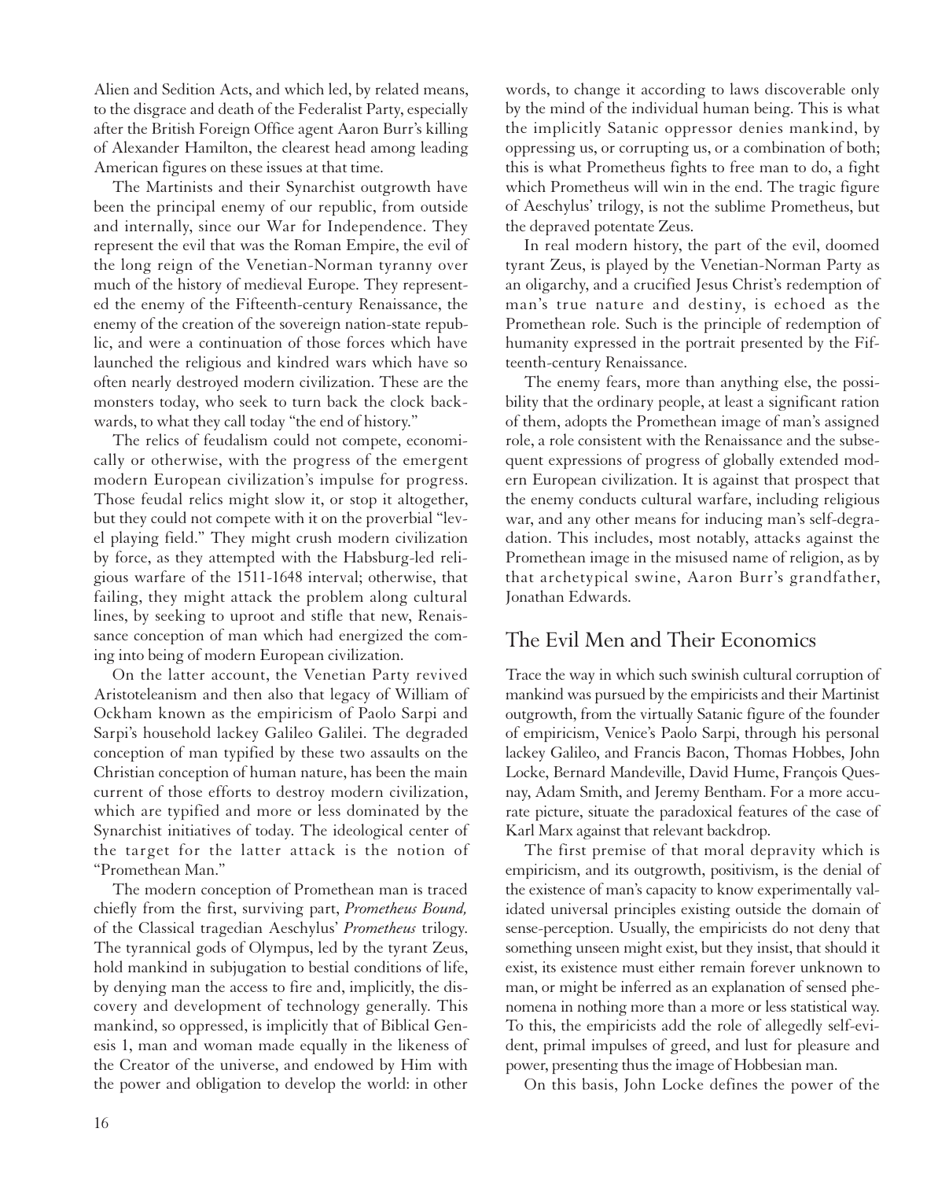Alien and Sedition Acts, and which led, by related means, to the disgrace and death of the Federalist Party, especially after the British Foreign Office agent Aaron Burr's killing of Alexander Hamilton, the clearest head among leading American figures on these issues at that time.

The Martinists and their Synarchist outgrowth have been the principal enemy of our republic, from outside and internally, since our War for Independence. They represent the evil that was the Roman Empire, the evil of the long reign of the Venetian-Norman tyranny over much of the history of medieval Europe. They represented the enemy of the Fifteenth-century Renaissance, the enemy of the creation of the sovereign nation-state republic, and were a continuation of those forces which have launched the religious and kindred wars which have so often nearly destroyed modern civilization. These are the monsters today, who seek to turn back the clock backwards, to what they call today "the end of history."

The relics of feudalism could not compete, economically or otherwise, with the progress of the emergent modern European civilization's impulse for progress. Those feudal relics might slow it, or stop it altogether, but they could not compete with it on the proverbial "level playing field." They might crush modern civilization by force, as they attempted with the Habsburg-led religious warfare of the 1511-1648 interval; otherwise, that failing, they might attack the problem along cultural lines, by seeking to uproot and stifle that new, Renaissance conception of man which had energized the coming into being of modern European civilization.

On the latter account, the Venetian Party revived Aristoteleanism and then also that legacy of William of Ockham known as the empiricism of Paolo Sarpi and Sarpi's household lackey Galileo Galilei. The degraded conception of man typified by these two assaults on the Christian conception of human nature, has been the main current of those efforts to destroy modern civilization, which are typified and more or less dominated by the Synarchist initiatives of today. The ideological center of the target for the latter attack is the notion of "Promethean Man."

The modern conception of Promethean man is traced chiefly from the first, surviving part, *Prometheus Bound,* of the Classical tragedian Aeschylus' *Prometheus* trilogy. The tyrannical gods of Olympus, led by the tyrant Zeus, hold mankind in subjugation to bestial conditions of life, by denying man the access to fire and, implicitly, the discovery and development of technology generally. This mankind, so oppressed, is implicitly that of Biblical Genesis 1, man and woman made equally in the likeness of the Creator of the universe, and endowed by Him with the power and obligation to develop the world: in other words, to change it according to laws discoverable only by the mind of the individual human being. This is what the implicitly Satanic oppressor denies mankind, by oppressing us, or corrupting us, or a combination of both; this is what Prometheus fights to free man to do, a fight which Prometheus will win in the end. The tragic figure of Aeschylus' trilogy, is not the sublime Prometheus, but the depraved potentate Zeus.

In real modern history, the part of the evil, doomed tyrant Zeus, is played by the Venetian-Norman Party as an oligarchy, and a crucified Jesus Christ's redemption of man's true nature and destiny, is echoed as the Promethean role. Such is the principle of redemption of humanity expressed in the portrait presented by the Fifteenth-century Renaissance.

The enemy fears, more than anything else, the possibility that the ordinary people, at least a significant ration of them, adopts the Promethean image of man's assigned role, a role consistent with the Renaissance and the subsequent expressions of progress of globally extended modern European civilization. It is against that prospect that the enemy conducts cultural warfare, including religious war, and any other means for inducing man's self-degradation. This includes, most notably, attacks against the Promethean image in the misused name of religion, as by that archetypical swine, Aaron Burr's grandfather, Jonathan Edwards.

## The Evil Men and Their Economics

Trace the way in which such swinish cultural corruption of mankind was pursued by the empiricists and their Martinist outgrowth, from the virtually Satanic figure of the founder of empiricism, Venice's Paolo Sarpi, through his personal lackey Galileo, and Francis Bacon, Thomas Hobbes, John Locke, Bernard Mandeville, David Hume, François Quesnay, Adam Smith, and Jeremy Bentham. For a more accurate picture, situate the paradoxical features of the case of Karl Marx against that relevant backdrop.

The first premise of that moral depravity which is empiricism, and its outgrowth, positivism, is the denial of the existence of man's capacity to know experimentally validated universal principles existing outside the domain of sense-perception. Usually, the empiricists do not deny that something unseen might exist, but they insist, that should it exist, its existence must either remain forever unknown to man, or might be inferred as an explanation of sensed phenomena in nothing more than a more or less statistical way. To this, the empiricists add the role of allegedly self-evident, primal impulses of greed, and lust for pleasure and power, presenting thus the image of Hobbesian man.

On this basis, John Locke defines the power of the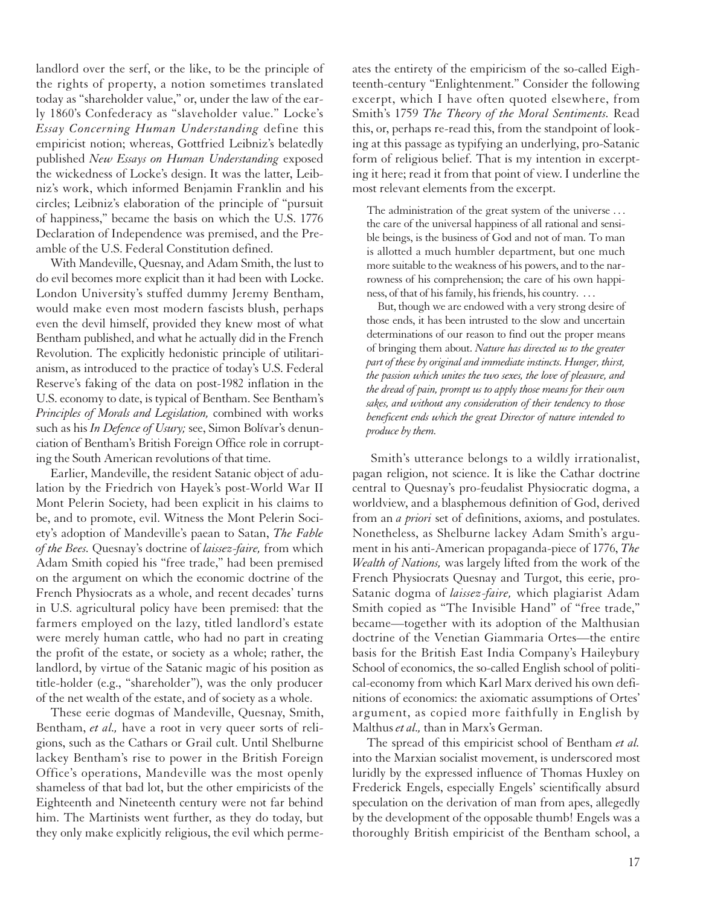landlord over the serf, or the like, to be the principle of the rights of property, a notion sometimes translated today as "shareholder value," or, under the law of the early 1860's Confederacy as "slaveholder value." Locke's *Essay Concerning Human Understanding* define this empiricist notion; whereas, Gottfried Leibniz's belatedly published *New Essays on Human Understanding* exposed the wickedness of Locke's design. It was the latter, Leibniz's work, which informed Benjamin Franklin and his circles; Leibniz's elaboration of the principle of "pursuit of happiness," became the basis on which the U.S. 1776 Declaration of Independence was premised, and the Preamble of the U.S. Federal Constitution defined.

With Mandeville, Quesnay, and Adam Smith, the lust to do evil becomes more explicit than it had been with Locke. London University's stuffed dummy Jeremy Bentham, would make even most modern fascists blush, perhaps even the devil himself, provided they knew most of what Bentham published, and what he actually did in the French Revolution. The explicitly hedonistic principle of utilitarianism, as introduced to the practice of today's U.S. Federal Reserve's faking of the data on post-1982 inflation in the U.S. economy to date, is typical of Bentham. See Bentham's *Principles of Morals and Legislation,* combined with works such as his *In Defence of Usury;* see, Simon Bolívar's denunciation of Bentham's British Foreign Office role in corrupting the South American revolutions of that time.

Earlier, Mandeville, the resident Satanic object of adulation by the Friedrich von Hayek's post-World War II Mont Pelerin Society, had been explicit in his claims to be, and to promote, evil. Witness the Mont Pelerin Society's adoption of Mandeville's paean to Satan, *The Fable of the Bees.* Quesnay's doctrine of *laissez-faire,* from which Adam Smith copied his "free trade," had been premised on the argument on which the economic doctrine of the French Physiocrats as a whole, and recent decades' turns in U.S. agricultural policy have been premised: that the farmers employed on the lazy, titled landlord's estate were merely human cattle, who had no part in creating the profit of the estate, or society as a whole; rather, the landlord, by virtue of the Satanic magic of his position as title-holder (e.g., "shareholder"), was the only producer of the net wealth of the estate, and of society as a whole.

These eerie dogmas of Mandeville, Quesnay, Smith, Bentham, *et al.,* have a root in very queer sorts of religions, such as the Cathars or Grail cult. Until Shelburne lackey Bentham's rise to power in the British Foreign Office's operations, Mandeville was the most openly shameless of that bad lot, but the other empiricists of the Eighteenth and Nineteenth century were not far behind him. The Martinists went further, as they do today, but they only make explicitly religious, the evil which permeates the entirety of the empiricism of the so-called Eighteenth-century "Enlightenment." Consider the following excerpt, which I have often quoted elsewhere, from Smith's 1759 *The Theory of the Moral Sentiments.* Read this, or, perhaps re-read this, from the standpoint of looking at this passage as typifying an underlying, pro-Satanic form of religious belief. That is my intention in excerpting it here; read it from that point of view. I underline the most relevant elements from the excerpt.

> The administration of the great system of the universe . . . the care of the universal happiness of all rational and sensible beings, is the business of God and not of man. To man is allotted a much humbler department, but one much more suitable to the weakness of his powers, and to the narrowness of his comprehension; the care of his own happiness, of that of his family, his friends, his country. . . .
>
> But, though we are endowed with a very strong desire of those ends, it has been intrusted to the slow and uncertain determinations of our reason to find out the proper means of bringing them about. *Nature has directed us to the greater part of these by original and immediate instincts. Hunger, thirst, the passion which unites the two sexes, the love of pleasure, and the dread of pain, prompt us to apply those means for their own sakes, and without any consideration of their tendency to those beneficent ends which the great Director of nature intended to produce by them.*

Smith's utterance belongs to a wildly irrationalist, pagan religion, not science. It is like the Cathar doctrine central to Quesnay's pro-feudalist Physiocratic dogma, a worldview, and a blasphemous definition of God, derived from an *a priori* set of definitions, axioms, and postulates. Nonetheless, as Shelburne lackey Adam Smith's argument in his anti-American propaganda-piece of 1776, *The Wealth of Nations,* was largely lifted from the work of the French Physiocrats Quesnay and Turgot, this eerie, pro-Satanic dogma of *laissez-faire,* which plagiarist Adam Smith copied as "The Invisible Hand" of "free trade," became—together with its adoption of the Malthusian doctrine of the Venetian Giammaria Ortes—the entire basis for the British East India Company's Haileybury School of economics, the so-called English school of political-economy from which Karl Marx derived his own definitions of economics: the axiomatic assumptions of Ortes' argument, as copied more faithfully in English by Malthus *et al.,* than in Marx's German.

The spread of this empiricist school of Bentham *et al.* into the Marxian socialist movement, is underscored most luridly by the expressed influence of Thomas Huxley on Frederick Engels, especially Engels' scientifically absurd speculation on the derivation of man from apes, allegedly by the development of the opposable thumb! Engels was a thoroughly British empiricist of the Bentham school, a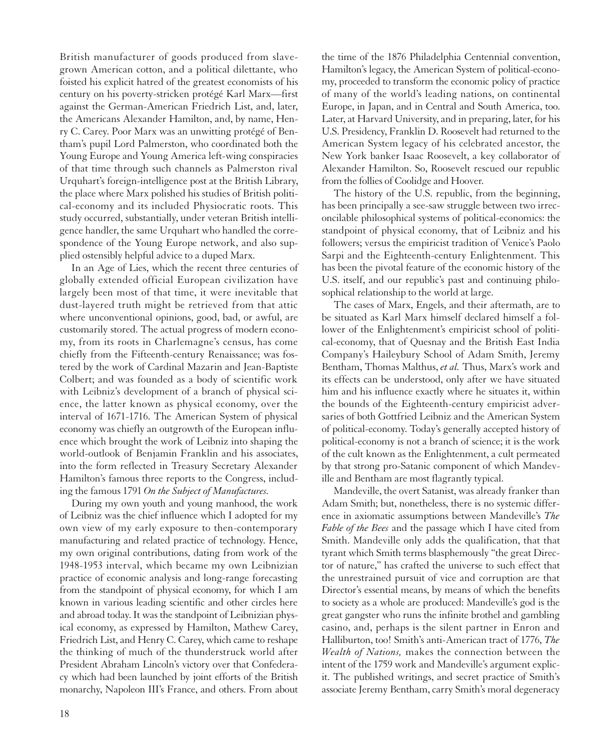British manufacturer of goods produced from slave-grown American cotton, and a political dilettante, who foisted his explicit hatred of the greatest economists of his century on his poverty-stricken protégé Karl Marx—first against the German-American Friedrich List, and, later, the Americans Alexander Hamilton, and, by name, Henry C. Carey. Poor Marx was an unwitting protégé of Bentham's pupil Lord Palmerston, who coordinated both the Young Europe and Young America left-wing conspiracies of that time through such channels as Palmerston rival Urquhart's foreign-intelligence post at the British Library, the place where Marx polished his studies of British political-economy and its included Physiocratic roots. This study occurred, substantially, under veteran British intelligence handler, the same Urquhart who handled the correspondence of the Young Europe network, and also supplied ostensibly helpful advice to a duped Marx.

In an Age of Lies, which the recent three centuries of globally extended official European civilization have largely been most of that time, it were inevitable that dust-layered truth might be retrieved from that attic where unconventional opinions, good, bad, or awful, are customarily stored. The actual progress of modern economy, from its roots in Charlemagne's census, has come chiefly from the Fifteenth-century Renaissance; was fostered by the work of Cardinal Mazarin and Jean-Baptiste Colbert; and was founded as a body of scientific work with Leibniz's development of a branch of physical science, the latter known as physical economy, over the interval of 1671-1716. The American System of physical economy was chiefly an outgrowth of the European influence which brought the work of Leibniz into shaping the world-outlook of Benjamin Franklin and his associates, into the form reflected in Treasury Secretary Alexander Hamilton's famous three reports to the Congress, including the famous 1791 *On the Subject of Manufactures.*

During my own youth and young manhood, the work of Leibniz was the chief influence which I adopted for my own view of my early exposure to then-contemporary manufacturing and related practice of technology. Hence, my own original contributions, dating from work of the 1948-1953 interval, which became my own Leibnizian practice of economic analysis and long-range forecasting from the standpoint of physical economy, for which I am known in various leading scientific and other circles here and abroad today. It was the standpoint of Leibnizian physical economy, as expressed by Hamilton, Mathew Carey, Friedrich List, and Henry C. Carey, which came to reshape the thinking of much of the thunderstruck world after President Abraham Lincoln's victory over that Confederacy which had been launched by joint efforts of the British monarchy, Napoleon III's France, and others. From about the time of the 1876 Philadelphia Centennial convention, Hamilton's legacy, the American System of political-economy, proceeded to transform the economic policy of practice of many of the world's leading nations, on continental Europe, in Japan, and in Central and South America, too. Later, at Harvard University, and in preparing, later, for his U.S. Presidency, Franklin D. Roosevelt had returned to the American System legacy of his celebrated ancestor, the New York banker Isaac Roosevelt, a key collaborator of Alexander Hamilton. So, Roosevelt rescued our republic from the follies of Coolidge and Hoover.

The history of the U.S. republic, from the beginning, has been principally a see-saw struggle between two irreconcilable philosophical systems of political-economics: the standpoint of physical economy, that of Leibniz and his followers; versus the empiricist tradition of Venice's Paolo Sarpi and the Eighteenth-century Enlightenment. This has been the pivotal feature of the economic history of the U.S. itself, and our republic's past and continuing philosophical relationship to the world at large.

The cases of Marx, Engels, and their aftermath, are to be situated as Karl Marx himself declared himself a follower of the Enlightenment's empiricist school of political-economy, that of Quesnay and the British East India Company's Haileybury School of Adam Smith, Jeremy Bentham, Thomas Malthus, *et al.* Thus, Marx's work and its effects can be understood, only after we have situated him and his influence exactly where he situates it, within the bounds of the Eighteenth-century empiricist adversaries of both Gottfried Leibniz and the American System of political-economy. Today's generally accepted history of political-economy is not a branch of science; it is the work of the cult known as the Enlightenment, a cult permeated by that strong pro-Satanic component of which Mandeville and Bentham are most flagrantly typical.

Mandeville, the overt Satanist, was already franker than Adam Smith; but, nonetheless, there is no systemic difference in axiomatic assumptions between Mandeville's *The Fable of the Bees* and the passage which I have cited from Smith. Mandeville only adds the qualification, that that tyrant which Smith terms blasphemously "the great Director of nature," has crafted the universe to such effect that the unrestrained pursuit of vice and corruption are that Director's essential means, by means of which the benefits to society as a whole are produced: Mandeville's god is the great gangster who runs the infinite brothel and gambling casino, and, perhaps is the silent partner in Enron and Halliburton, too! Smith's anti-American tract of 1776, *The Wealth of Nations,* makes the connection between the intent of the 1759 work and Mandeville's argument explicit. The published writings, and secret practice of Smith's associate Jeremy Bentham, carry Smith's moral degeneracy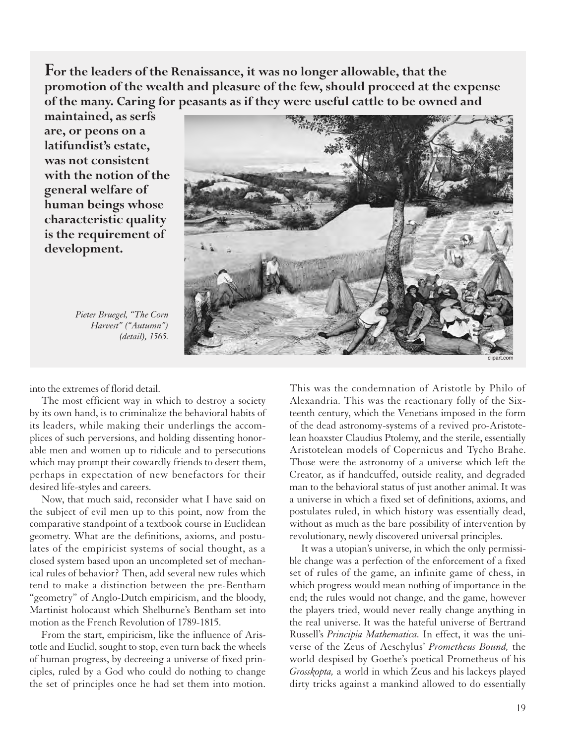**For the leaders of the Renaissance, it was no longer allowable, that the promotion of the wealth and pleasure of the few, should proceed at the expense of the many. Caring for peasants as if they were useful cattle to be owned and maintained, as serfs are, or peons on a latifundist's estate, was not consistent with the notion of the general welfare of human beings whose characteristic quality is the requirement of development.**

*Pieter Bruegel, "The Corn Harvest" ("Autumn") (detail), 1565.*

into the extremes of florid detail.

The most efficient way in which to destroy a society by its own hand, is to criminalize the behavioral habits of its leaders, while making their underlings the accomplices of such perversions, and holding dissenting honorable men and women up to ridicule and to persecutions which may prompt their cowardly friends to desert them, perhaps in expectation of new benefactors for their desired life-styles and careers.

Now, that much said, reconsider what I have said on the subject of evil men up to this point, now from the comparative standpoint of a textbook course in Euclidean geometry. What are the definitions, axioms, and postulates of the empiricist systems of social thought, as a closed system based upon an uncompleted set of mechanical rules of behavior? Then, add several new rules which tend to make a distinction between the pre-Bentham "geometry" of Anglo-Dutch empiricism, and the bloody, Martinist holocaust which Shelburne's Bentham set into motion as the French Revolution of 1789-1815.

From the start, empiricism, like the influence of Aristotle and Euclid, sought to stop, even turn back the wheels of human progress, by decreeing a universe of fixed principles, ruled by a God who could do nothing to change the set of principles once he had set them into motion. This was the condemnation of Aristotle by Philo of Alexandria. This was the reactionary folly of the Sixteenth century, which the Venetians imposed in the form of the dead astronomy-systems of a revived pro-Aristotelean hoaxster Claudius Ptolemy, and the sterile, essentially Aristotelean models of Copernicus and Tycho Brahe. Those were the astronomy of a universe which left the Creator, as if handcuffed, outside reality, and degraded man to the behavioral status of just another animal. It was a universe in which a fixed set of definitions, axioms, and postulates ruled, in which history was essentially dead, without as much as the bare possibility of intervention by revolutionary, newly discovered universal principles.

It was a utopian's universe, in which the only permissible change was a perfection of the enforcement of a fixed set of rules of the game, an infinite game of chess, in which progress would mean nothing of importance in the end; the rules would not change, and the game, however the players tried, would never really change anything in the real universe. It was the hateful universe of Bertrand Russell's *Principia Mathematica.* In effect, it was the universe of the Zeus of Aeschylus' *Prometheus Bound,* the world despised by Goethe's poetical Prometheus of his *Grosskopta,* a world in which Zeus and his lackeys played dirty tricks against a mankind allowed to do essentially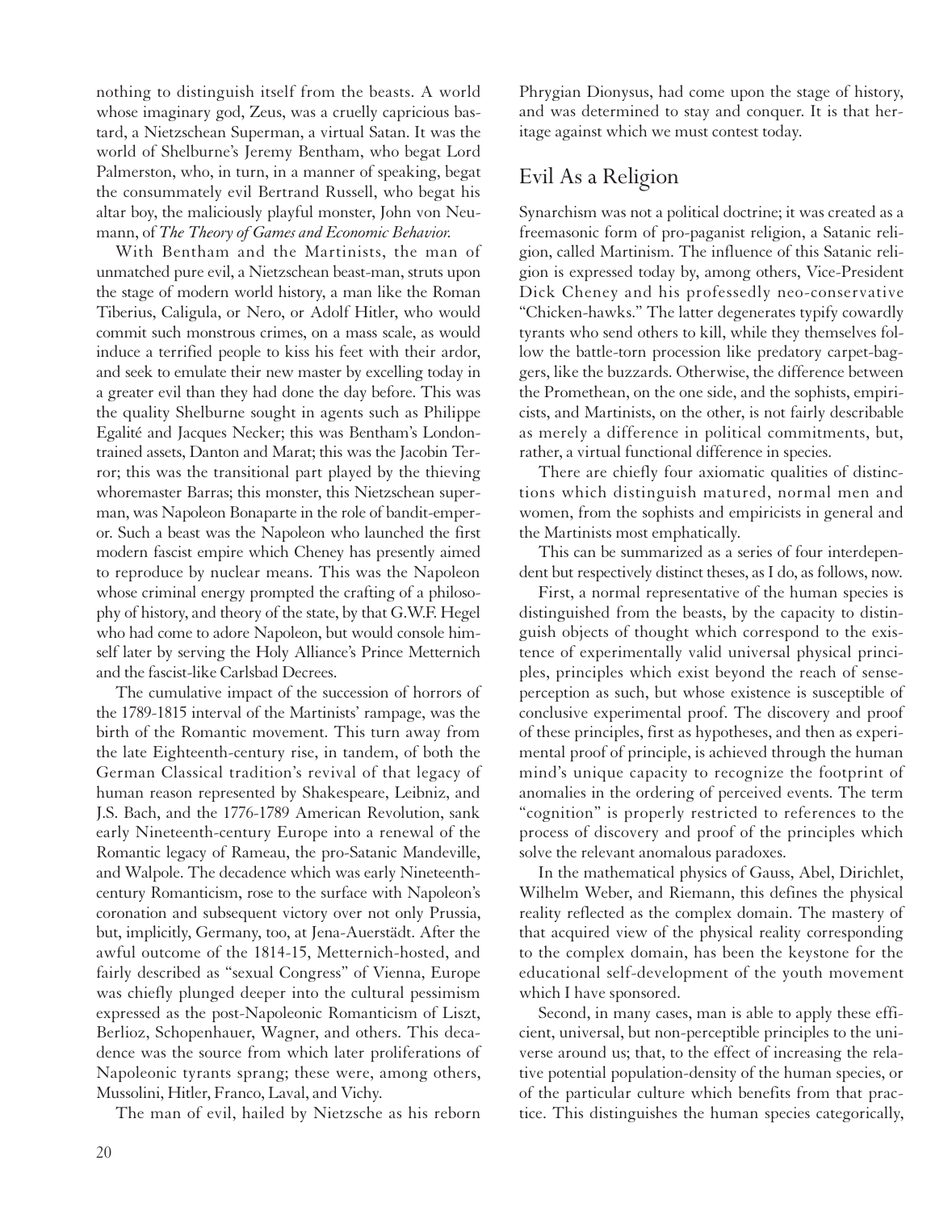nothing to distinguish itself from the beasts. A world whose imaginary god, Zeus, was a cruelly capricious bastard, a Nietzschean Superman, a virtual Satan. It was the world of Shelburne's Jeremy Bentham, who begat Lord Palmerston, who, in turn, in a manner of speaking, begat the consummately evil Bertrand Russell, who begat his altar boy, the maliciously playful monster, John von Neumann, of *The Theory of Games and Economic Behavior.*

With Bentham and the Martinists, the man of unmatched pure evil, a Nietzschean beast-man, struts upon the stage of modern world history, a man like the Roman Tiberius, Caligula, or Nero, or Adolf Hitler, who would commit such monstrous crimes, on a mass scale, as would induce a terrified people to kiss his feet with their ardor, and seek to emulate their new master by excelling today in a greater evil than they had done the day before. This was the quality Shelburne sought in agents such as Philippe Egalité and Jacques Necker; this was Bentham's London-trained assets, Danton and Marat; this was the Jacobin Terror; this was the transitional part played by the thieving whoremaster Barras; this monster, this Nietzschean superman, was Napoleon Bonaparte in the role of bandit-emperor. Such a beast was the Napoleon who launched the first modern fascist empire which Cheney has presently aimed to reproduce by nuclear means. This was the Napoleon whose criminal energy prompted the crafting of a philosophy of history, and theory of the state, by that G.W.F. Hegel who had come to adore Napoleon, but would console himself later by serving the Holy Alliance's Prince Metternich and the fascist-like Carlsbad Decrees.

The cumulative impact of the succession of horrors of the 1789-1815 interval of the Martinists' rampage, was the birth of the Romantic movement. This turn away from the late Eighteenth-century rise, in tandem, of both the German Classical tradition's revival of that legacy of human reason represented by Shakespeare, Leibniz, and J.S. Bach, and the 1776-1789 American Revolution, sank early Nineteenth-century Europe into a renewal of the Romantic legacy of Rameau, the pro-Satanic Mandeville, and Walpole. The decadence which was early Nineteenth-century Romanticism, rose to the surface with Napoleon's coronation and subsequent victory over not only Prussia, but, implicitly, Germany, too, at Jena-Auerstädt. After the awful outcome of the 1814-15, Metternich-hosted, and fairly described as "sexual Congress" of Vienna, Europe was chiefly plunged deeper into the cultural pessimism expressed as the post-Napoleonic Romanticism of Liszt, Berlioz, Schopenhauer, Wagner, and others. This decadence was the source from which later proliferations of Napoleonic tyrants sprang; these were, among others, Mussolini, Hitler, Franco, Laval, and Vichy.

The man of evil, hailed by Nietzsche as his reborn Phrygian Dionysus, had come upon the stage of history, and was determined to stay and conquer. It is that heritage against which we must contest today.

## Evil As a Religion

Synarchism was not a political doctrine; it was created as a freemasonic form of pro-paganist religion, a Satanic religion, called Martinism. The influence of this Satanic religion is expressed today by, among others, Vice-President Dick Cheney and his professedly neo-conservative "Chicken-hawks." The latter degenerates typify cowardly tyrants who send others to kill, while they themselves follow the battle-torn procession like predatory carpet-baggers, like the buzzards. Otherwise, the difference between the Promethean, on the one side, and the sophists, empiricists, and Martinists, on the other, is not fairly describable as merely a difference in political commitments, but, rather, a virtual functional difference in species.

There are chiefly four axiomatic qualities of distinctions which distinguish matured, normal men and women, from the sophists and empiricists in general and the Martinists most emphatically.

This can be summarized as a series of four interdependent but respectively distinct theses, as I do, as follows, now.

First, a normal representative of the human species is distinguished from the beasts, by the capacity to distinguish objects of thought which correspond to the existence of experimentally valid universal physical principles, principles which exist beyond the reach of sense-perception as such, but whose existence is susceptible of conclusive experimental proof. The discovery and proof of these principles, first as hypotheses, and then as experimental proof of principle, is achieved through the human mind's unique capacity to recognize the footprint of anomalies in the ordering of perceived events. The term "cognition" is properly restricted to references to the process of discovery and proof of the principles which solve the relevant anomalous paradoxes.

In the mathematical physics of Gauss, Abel, Dirichlet, Wilhelm Weber, and Riemann, this defines the physical reality reflected as the complex domain. The mastery of that acquired view of the physical reality corresponding to the complex domain, has been the keystone for the educational self-development of the youth movement which I have sponsored.

Second, in many cases, man is able to apply these efficient, universal, but non-perceptible principles to the universe around us; that, to the effect of increasing the relative potential population-density of the human species, or of the particular culture which benefits from that practice. This distinguishes the human species categorically,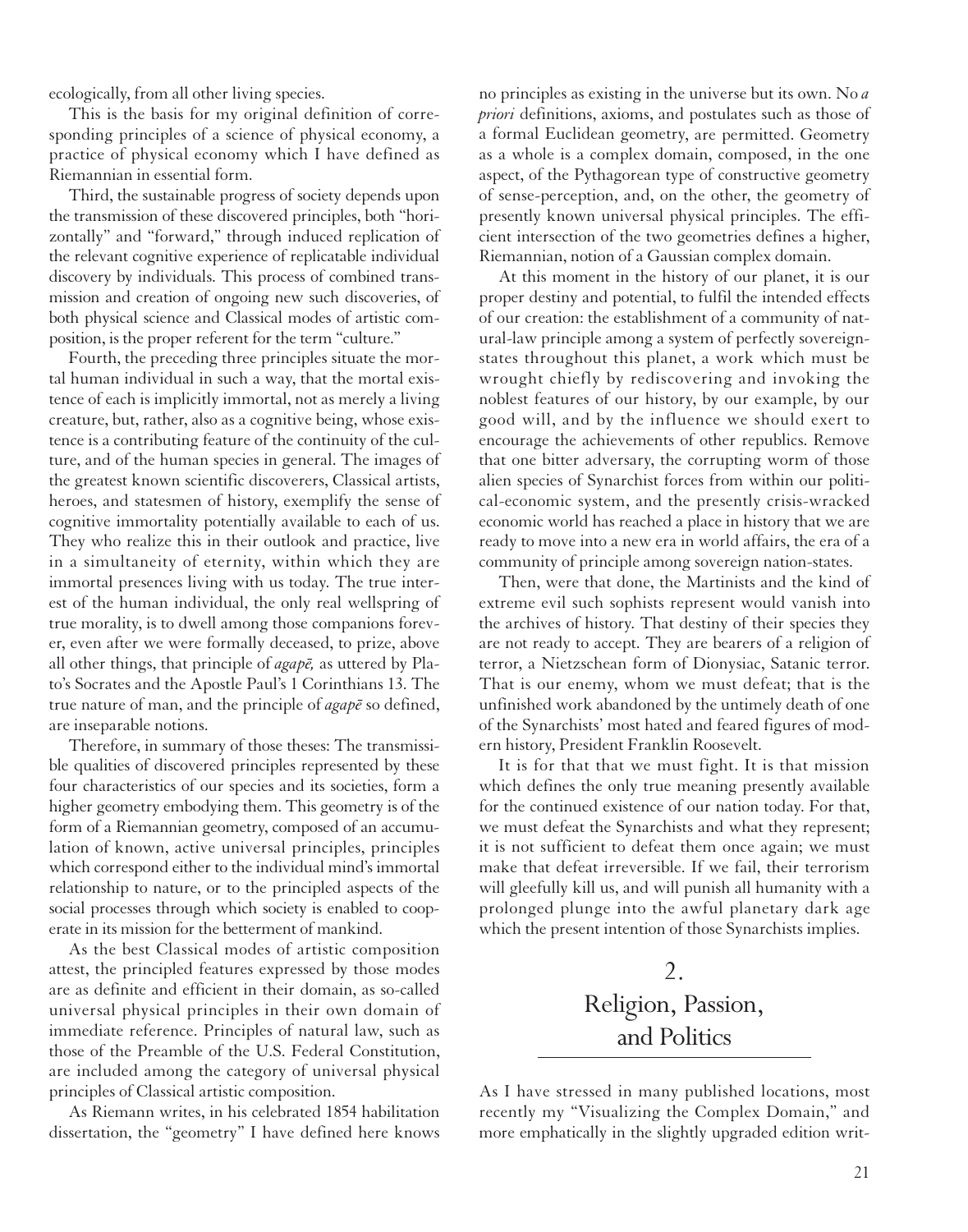ecologically, from all other living species.

This is the basis for my original definition of corresponding principles of a science of physical economy, a practice of physical economy which I have defined as Riemannian in essential form.

Third, the sustainable progress of society depends upon the transmission of these discovered principles, both "horizontally" and "forward," through induced replication of the relevant cognitive experience of replicatable individual discovery by individuals. This process of combined transmission and creation of ongoing new such discoveries, of both physical science and Classical modes of artistic composition, is the proper referent for the term "culture."

Fourth, the preceding three principles situate the mortal human individual in such a way, that the mortal existence of each is implicitly immortal, not as merely a living creature, but, rather, also as a cognitive being, whose existence is a contributing feature of the continuity of the culture, and of the human species in general. The images of the greatest known scientific discoverers, Classical artists, heroes, and statesmen of history, exemplify the sense of cognitive immortality potentially available to each of us. They who realize this in their outlook and practice, live in a simultaneity of eternity, within which they are immortal presences living with us today. The true interest of the human individual, the only real wellspring of true morality, is to dwell among those companions forever, even after we were formally deceased, to prize, above all other things, that principle of *agapē,* as uttered by Plato's Socrates and the Apostle Paul's 1 Corinthians 13. The true nature of man, and the principle of *agapē* so defined, are inseparable notions.

Therefore, in summary of those theses: The transmissible qualities of discovered principles represented by these four characteristics of our species and its societies, form a higher geometry embodying them. This geometry is of the form of a Riemannian geometry, composed of an accumulation of known, active universal principles, principles which correspond either to the individual mind's immortal relationship to nature, or to the principled aspects of the social processes through which society is enabled to cooperate in its mission for the betterment of mankind.

As the best Classical modes of artistic composition attest, the principled features expressed by those modes are as definite and efficient in their domain, as so-called universal physical principles in their own domain of immediate reference. Principles of natural law, such as those of the Preamble of the U.S. Federal Constitution, are included among the category of universal physical principles of Classical artistic composition.

As Riemann writes, in his celebrated 1854 habilitation dissertation, the "geometry" I have defined here knows no principles as existing in the universe but its own. No *a priori* definitions, axioms, and postulates such as those of a formal Euclidean geometry, are permitted. Geometry as a whole is a complex domain, composed, in the one aspect, of the Pythagorean type of constructive geometry of sense-perception, and, on the other, the geometry of presently known universal physical principles. The efficient intersection of the two geometries defines a higher, Riemannian, notion of a Gaussian complex domain.

At this moment in the history of our planet, it is our proper destiny and potential, to fulfil the intended effects of our creation: the establishment of a community of natural-law principle among a system of perfectly sovereign-states throughout this planet, a work which must be wrought chiefly by rediscovering and invoking the noblest features of our history, by our example, by our good will, and by the influence we should exert to encourage the achievements of other republics. Remove that one bitter adversary, the corrupting worm of those alien species of Synarchist forces from within our political-economic system, and the presently crisis-wracked economic world has reached a place in history that we are ready to move into a new era in world affairs, the era of a community of principle among sovereign nation-states.

Then, were that done, the Martinists and the kind of extreme evil such sophists represent would vanish into the archives of history. That destiny of their species they are not ready to accept. They are bearers of a religion of terror, a Nietzschean form of Dionysiac, Satanic terror. That is our enemy, whom we must defeat; that is the unfinished work abandoned by the untimely death of one of the Synarchists' most hated and feared figures of modern history, President Franklin Roosevelt.

It is for that that we must fight. It is that mission which defines the only true meaning presently available for the continued existence of our nation today. For that, we must defeat the Synarchists and what they represent; it is not sufficient to defeat them once again; we must make that defeat irreversible. If we fail, their terrorism will gleefully kill us, and will punish all humanity with a prolonged plunge into the awful planetary dark age which the present intention of those Synarchists implies.

## 2. Religion, Passion, and Politics

As I have stressed in many published locations, most recently my "Visualizing the Complex Domain," and more emphatically in the slightly upgraded edition writ-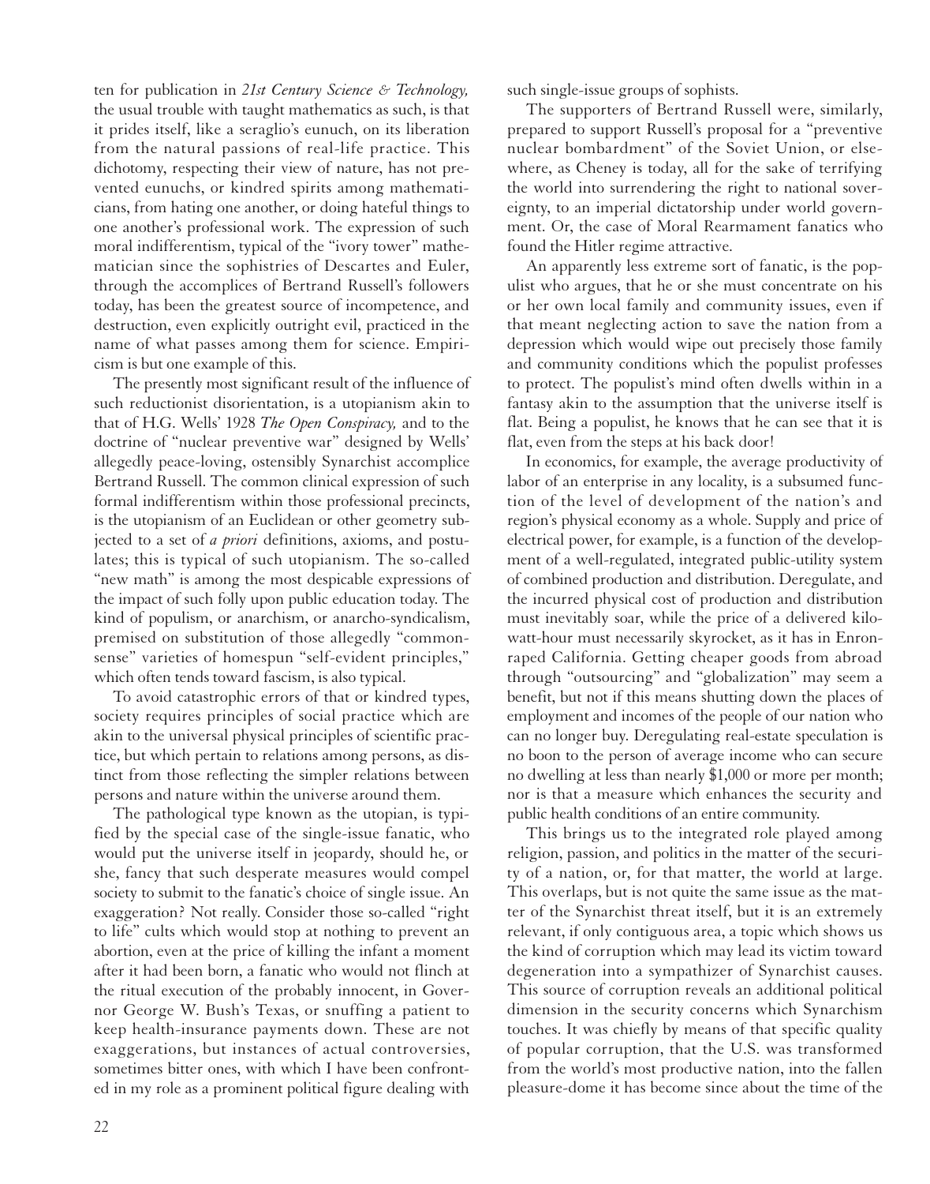ten for publication in *21st Century Science & Technology,* the usual trouble with taught mathematics as such, is that it prides itself, like a seraglio's eunuch, on its liberation from the natural passions of real-life practice. This dichotomy, respecting their view of nature, has not prevented eunuchs, or kindred spirits among mathematicians, from hating one another, or doing hateful things to one another's professional work. The expression of such moral indifferentism, typical of the "ivory tower" mathematician since the sophistries of Descartes and Euler, through the accomplices of Bertrand Russell's followers today, has been the greatest source of incompetence, and destruction, even explicitly outright evil, practiced in the name of what passes among them for science. Empiricism is but one example of this.

The presently most significant result of the influence of such reductionist disorientation, is a utopianism akin to that of H.G. Wells' 1928 *The Open Conspiracy,* and to the doctrine of "nuclear preventive war" designed by Wells' allegedly peace-loving, ostensibly Synarchist accomplice Bertrand Russell. The common clinical expression of such formal indifferentism within those professional precincts, is the utopianism of an Euclidean or other geometry subjected to a set of *a priori* definitions, axioms, and postulates; this is typical of such utopianism. The so-called "new math" is among the most despicable expressions of the impact of such folly upon public education today. The kind of populism, or anarchism, or anarcho-syndicalism, premised on substitution of those allegedly "common-sense" varieties of homespun "self-evident principles," which often tends toward fascism, is also typical.

To avoid catastrophic errors of that or kindred types, society requires principles of social practice which are akin to the universal physical principles of scientific practice, but which pertain to relations among persons, as distinct from those reflecting the simpler relations between persons and nature within the universe around them.

The pathological type known as the utopian, is typified by the special case of the single-issue fanatic, who would put the universe itself in jeopardy, should he, or she, fancy that such desperate measures would compel society to submit to the fanatic's choice of single issue. An exaggeration? Not really. Consider those so-called "right to life" cults which would stop at nothing to prevent an abortion, even at the price of killing the infant a moment after it had been born, a fanatic who would not flinch at the ritual execution of the probably innocent, in Governor George W. Bush's Texas, or snuffing a patient to keep health-insurance payments down. These are not exaggerations, but instances of actual controversies, sometimes bitter ones, with which I have been confronted in my role as a prominent political figure dealing with such single-issue groups of sophists.

The supporters of Bertrand Russell were, similarly, prepared to support Russell's proposal for a "preventive nuclear bombardment" of the Soviet Union, or elsewhere, as Cheney is today, all for the sake of terrifying the world into surrendering the right to national sovereignty, to an imperial dictatorship under world government. Or, the case of Moral Rearmament fanatics who found the Hitler regime attractive.

An apparently less extreme sort of fanatic, is the populist who argues, that he or she must concentrate on his or her own local family and community issues, even if that meant neglecting action to save the nation from a depression which would wipe out precisely those family and community conditions which the populist professes to protect. The populist's mind often dwells within in a fantasy akin to the assumption that the universe itself is flat. Being a populist, he knows that he can see that it is flat, even from the steps at his back door!

In economics, for example, the average productivity of labor of an enterprise in any locality, is a subsumed function of the level of development of the nation's and region's physical economy as a whole. Supply and price of electrical power, for example, is a function of the development of a well-regulated, integrated public-utility system of combined production and distribution. Deregulate, and the incurred physical cost of production and distribution must inevitably soar, while the price of a delivered kilowatt-hour must necessarily skyrocket, as it has in Enron-raped California. Getting cheaper goods from abroad through "outsourcing" and "globalization" may seem a benefit, but not if this means shutting down the places of employment and incomes of the people of our nation who can no longer buy. Deregulating real-estate speculation is no boon to the person of average income who can secure no dwelling at less than nearly $1,000 or more per month; nor is that a measure which enhances the security and public health conditions of an entire community.

This brings us to the integrated role played among religion, passion, and politics in the matter of the security of a nation, or, for that matter, the world at large. This overlaps, but is not quite the same issue as the matter of the Synarchist threat itself, but it is an extremely relevant, if only contiguous area, a topic which shows us the kind of corruption which may lead its victim toward degeneration into a sympathizer of Synarchist causes. This source of corruption reveals an additional political dimension in the security concerns which Synarchism touches. It was chiefly by means of that specific quality of popular corruption, that the U.S. was transformed from the world's most productive nation, into the fallen pleasure-dome it has become since about the time of the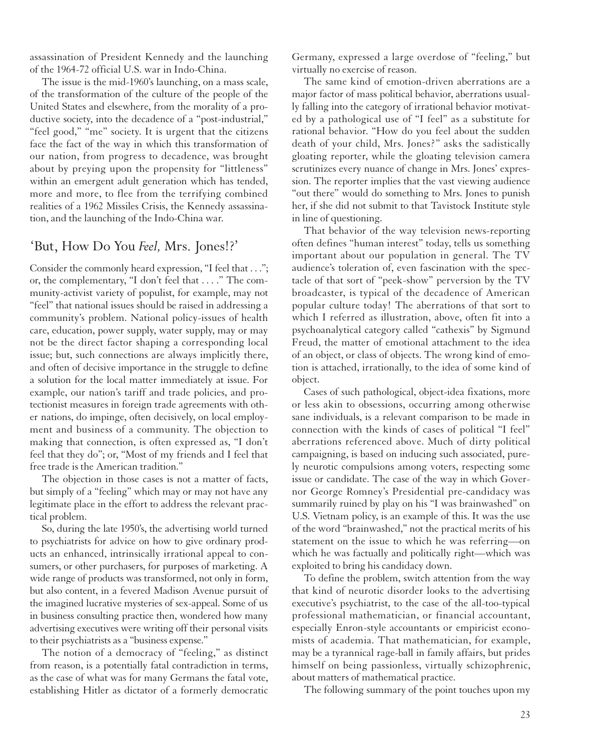assassination of President Kennedy and the launching of the 1964-72 official U.S. war in Indo-China.

The issue is the mid-1960's launching, on a mass scale, of the transformation of the culture of the people of the United States and elsewhere, from the morality of a productive society, into the decadence of a "post-industrial," "feel good," "me" society. It is urgent that the citizens face the fact of the way in which this transformation of our nation, from progress to decadence, was brought about by preying upon the propensity for "littleness" within an emergent adult generation which has tended, more and more, to flee from the terrifying combined realities of a 1962 Missiles Crisis, the Kennedy assassination, and the launching of the Indo-China war.

## 'But, How Do You *Feel,* Mrs. Jones!?'

Consider the commonly heard expression, "I feel that . . ."; or, the complementary, "I don't feel that . . . ." The community-activist variety of populist, for example, may not "feel" that national issues should be raised in addressing a community's problem. National policy-issues of health care, education, power supply, water supply, may or may not be the direct factor shaping a corresponding local issue; but, such connections are always implicitly there, and often of decisive importance in the struggle to define a solution for the local matter immediately at issue. For example, our nation's tariff and trade policies, and protectionist measures in foreign trade agreements with other nations, do impinge, often decisively, on local employment and business of a community. The objection to making that connection, is often expressed as, "I don't feel that they do"; or, "Most of my friends and I feel that free trade is the American tradition."

The objection in those cases is not a matter of facts, but simply of a "feeling" which may or may not have any legitimate place in the effort to address the relevant practical problem.

So, during the late 1950's, the advertising world turned to psychiatrists for advice on how to give ordinary products an enhanced, intrinsically irrational appeal to consumers, or other purchasers, for purposes of marketing. A wide range of products was transformed, not only in form, but also content, in a fevered Madison Avenue pursuit of the imagined lucrative mysteries of sex-appeal. Some of us in business consulting practice then, wondered how many advertising executives were writing off their personal visits to their psychiatrists as a "business expense."

The notion of a democracy of "feeling," as distinct from reason, is a potentially fatal contradiction in terms, as the case of what was for many Germans the fatal vote, establishing Hitler as dictator of a formerly democratic Germany, expressed a large overdose of "feeling," but virtually no exercise of reason.

The same kind of emotion-driven aberrations are a major factor of mass political behavior, aberrations usually falling into the category of irrational behavior motivated by a pathological use of "I feel" as a substitute for rational behavior. "How do you feel about the sudden death of your child, Mrs. Jones?" asks the sadistically gloating reporter, while the gloating television camera scrutinizes every nuance of change in Mrs. Jones' expression. The reporter implies that the vast viewing audience "out there" would do something to Mrs. Jones to punish her, if she did not submit to that Tavistock Institute style in line of questioning.

That behavior of the way television news-reporting often defines "human interest" today, tells us something important about our population in general. The TV audience's toleration of, even fascination with the spectacle of that sort of "peek-show" perversion by the TV broadcaster, is typical of the decadence of American popular culture today! The aberrations of that sort to which I referred as illustration, above, often fit into a psychoanalytical category called "cathexis" by Sigmund Freud, the matter of emotional attachment to the idea of an object, or class of objects. The wrong kind of emotion is attached, irrationally, to the idea of some kind of object.

Cases of such pathological, object-idea fixations, more or less akin to obsessions, occurring among otherwise sane individuals, is a relevant comparison to be made in connection with the kinds of cases of political "I feel" aberrations referenced above. Much of dirty political campaigning, is based on inducing such associated, purely neurotic compulsions among voters, respecting some issue or candidate. The case of the way in which Governor George Romney's Presidential pre-candidacy was summarily ruined by play on his "I was brainwashed" on U.S. Vietnam policy, is an example of this. It was the use of the word "brainwashed," not the practical merits of his statement on the issue to which he was referring—on which he was factually and politically right—which was exploited to bring his candidacy down.

To define the problem, switch attention from the way that kind of neurotic disorder looks to the advertising executive's psychiatrist, to the case of the all-too-typical professional mathematician, or financial accountant, especially Enron-style accountants or empiricist economists of academia. That mathematician, for example, may be a tyrannical rage-ball in family affairs, but prides himself on being passionless, virtually schizophrenic, about matters of mathematical practice.

The following summary of the point touches upon my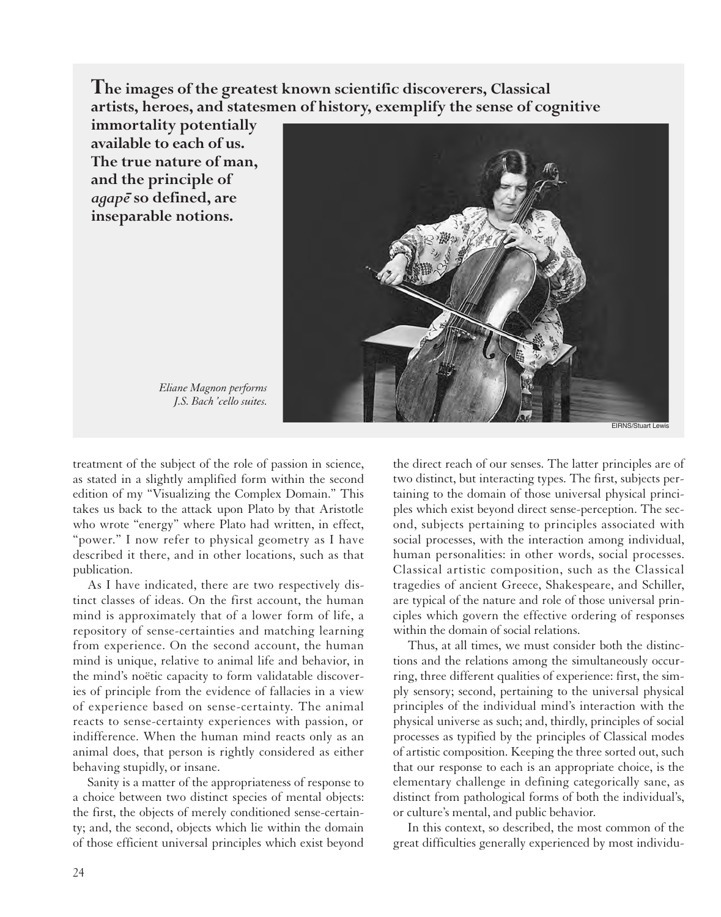**The images of the greatest known scientific discoverers, Classical artists, heroes, and statesmen of history, exemplify the sense of cognitive immortality potentially available to each of us. The true nature of man, and the principle of *agapē* so defined, are inseparable notions.**

*Eliane Magnon performs J.S. Bach 'cello suites.*

EIRNS/Stuart Lewis

treatment of the subject of the role of passion in science, as stated in a slightly amplified form within the second edition of my "Visualizing the Complex Domain." This takes us back to the attack upon Plato by that Aristotle who wrote "energy" where Plato had written, in effect, "power." I now refer to physical geometry as I have described it there, and in other locations, such as that publication.

As I have indicated, there are two respectively distinct classes of ideas. On the first account, the human mind is approximately that of a lower form of life, a repository of sense-certainties and matching learning from experience. On the second account, the human mind is unique, relative to animal life and behavior, in the mind's noëtic capacity to form validatable discoveries of principle from the evidence of fallacies in a view of experience based on sense-certainty. The animal reacts to sense-certainty experiences with passion, or indifference. When the human mind reacts only as an animal does, that person is rightly considered as either behaving stupidly, or insane.

Sanity is a matter of the appropriateness of response to a choice between two distinct species of mental objects: the first, the objects of merely conditioned sense-certainty; and, the second, objects which lie within the domain of those efficient universal principles which exist beyond the direct reach of our senses. The latter principles are of two distinct, but interacting types. The first, subjects pertaining to the domain of those universal physical principles which exist beyond direct sense-perception. The second, subjects pertaining to principles associated with social processes, with the interaction among individual, human personalities: in other words, social processes. Classical artistic composition, such as the Classical tragedies of ancient Greece, Shakespeare, and Schiller, are typical of the nature and role of those universal principles which govern the effective ordering of responses within the domain of social relations.

Thus, at all times, we must consider both the distinctions and the relations among the simultaneously occurring, three different qualities of experience: first, the simply sensory; second, pertaining to the universal physical principles of the individual mind's interaction with the physical universe as such; and, thirdly, principles of social processes as typified by the principles of Classical modes of artistic composition. Keeping the three sorted out, such that our response to each is an appropriate choice, is the elementary challenge in defining categorically sane, as distinct from pathological forms of both the individual's, or culture's mental, and public behavior.

In this context, so described, the most common of the great difficulties generally experienced by most individu-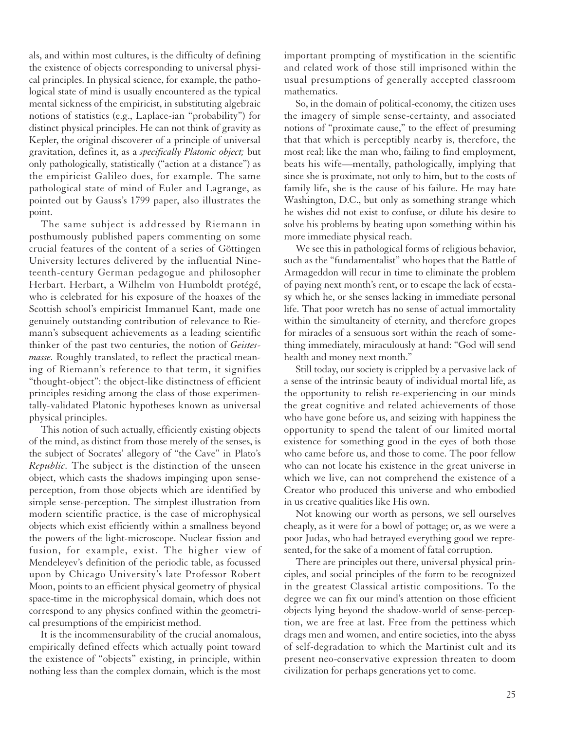als, and within most cultures, is the difficulty of defining the existence of objects corresponding to universal physical principles. In physical science, for example, the pathological state of mind is usually encountered as the typical mental sickness of the empiricist, in substituting algebraic notions of statistics (e.g., Laplace-ian "probability") for distinct physical principles. He can not think of gravity as Kepler, the original discoverer of a principle of universal gravitation, defines it, as a *specifically Platonic object;* but only pathologically, statistically ("action at a distance") as the empiricist Galileo does, for example. The same pathological state of mind of Euler and Lagrange, as pointed out by Gauss's 1799 paper, also illustrates the point.

The same subject is addressed by Riemann in posthumously published papers commenting on some crucial features of the content of a series of Göttingen University lectures delivered by the influential Nineteenth-century German pedagogue and philosopher Herbart. Herbart, a Wilhelm von Humboldt protégé, who is celebrated for his exposure of the hoaxes of the Scottish school's empiricist Immanuel Kant, made one genuinely outstanding contribution of relevance to Riemann's subsequent achievements as a leading scientific thinker of the past two centuries, the notion of *Geistesmasse.* Roughly translated, to reflect the practical meaning of Riemann's reference to that term, it signifies "thought-object": the object-like distinctness of efficient principles residing among the class of those experimentally-validated Platonic hypotheses known as universal physical principles.

This notion of such actually, efficiently existing objects of the mind, as distinct from those merely of the senses, is the subject of Socrates' allegory of "the Cave" in Plato's *Republic.* The subject is the distinction of the unseen object, which casts the shadows impinging upon sense-perception, from those objects which are identified by simple sense-perception. The simplest illustration from modern scientific practice, is the case of microphysical objects which exist efficiently within a smallness beyond the powers of the light-microscope. Nuclear fission and fusion, for example, exist. The higher view of Mendeleyev's definition of the periodic table, as focussed upon by Chicago University's late Professor Robert Moon, points to an efficient physical geometry of physical space-time in the microphysical domain, which does not correspond to any physics confined within the geometrical presumptions of the empiricist method.

It is the incommensurability of the crucial anomalous, empirically defined effects which actually point toward the existence of "objects" existing, in principle, within nothing less than the complex domain, which is the most important prompting of mystification in the scientific and related work of those still imprisoned within the usual presumptions of generally accepted classroom mathematics.

So, in the domain of political-economy, the citizen uses the imagery of simple sense-certainty, and associated notions of "proximate cause," to the effect of presuming that that which is perceptibly nearby is, therefore, the most real; like the man who, failing to find employment, beats his wife—mentally, pathologically, implying that since she is proximate, not only to him, but to the costs of family life, she is the cause of his failure. He may hate Washington, D.C., but only as something strange which he wishes did not exist to confuse, or dilute his desire to solve his problems by beating upon something within his more immediate physical reach.

We see this in pathological forms of religious behavior, such as the "fundamentalist" who hopes that the Battle of Armageddon will recur in time to eliminate the problem of paying next month's rent, or to escape the lack of ecstasy which he, or she senses lacking in immediate personal life. That poor wretch has no sense of actual immortality within the simultaneity of eternity, and therefore gropes for miracles of a sensuous sort within the reach of something immediately, miraculously at hand: "God will send health and money next month."

Still today, our society is crippled by a pervasive lack of a sense of the intrinsic beauty of individual mortal life, as the opportunity to relish re-experiencing in our minds the great cognitive and related achievements of those who have gone before us, and seizing with happiness the opportunity to spend the talent of our limited mortal existence for something good in the eyes of both those who came before us, and those to come. The poor fellow who can not locate his existence in the great universe in which we live, can not comprehend the existence of a Creator who produced this universe and who embodied in us creative qualities like His own.

Not knowing our worth as persons, we sell ourselves cheaply, as it were for a bowl of pottage; or, as we were a poor Judas, who had betrayed everything good we represented, for the sake of a moment of fatal corruption.

There are principles out there, universal physical principles, and social principles of the form to be recognized in the greatest Classical artistic compositions. To the degree we can fix our mind's attention on those efficient objects lying beyond the shadow-world of sense-perception, we are free at last. Free from the pettiness which drags men and women, and entire societies, into the abyss of self-degradation to which the Martinist cult and its present neo-conservative expression threaten to doom civilization for perhaps generations yet to come.